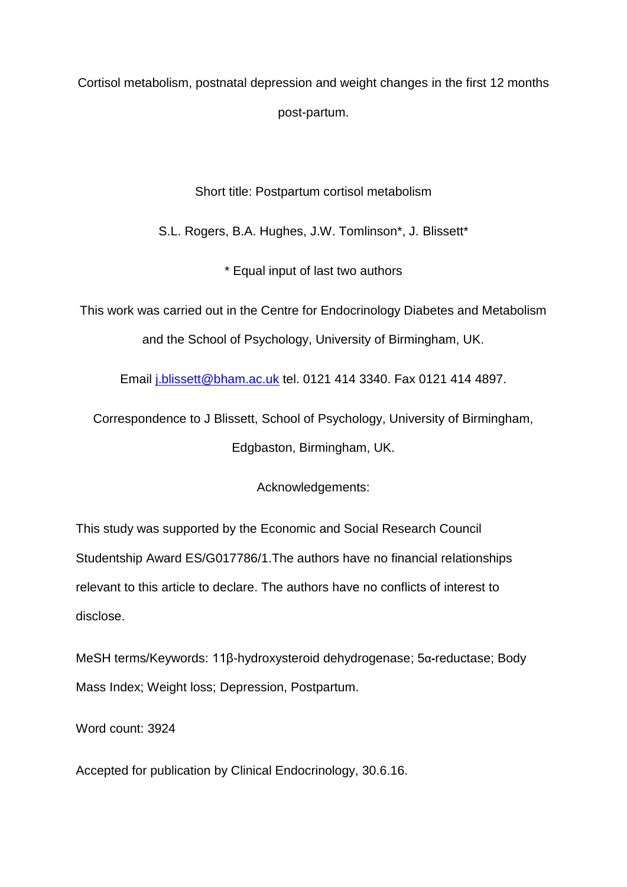# Cortisol metabolism, postnatal depression and weight changes in the first 12 months post-partum.

Short title: Postpartum cortisol metabolism

S.L. Rogers, B.A. Hughes, J.W. Tomlinson*, J. Blissett*

* Equal input of last two authors

This work was carried out in the Centre for Endocrinology Diabetes and Metabolism and the School of Psychology, University of Birmingham, UK.

Email j.blissett@bham.ac.uk tel. 0121 414 3340. Fax 0121 414 4897.

Correspondence to J Blissett, School of Psychology, University of Birmingham, Edgbaston, Birmingham, UK.

Acknowledgements:

This study was supported by the Economic and Social Research Council Studentship Award ES/G017786/1.The authors have no financial relationships relevant to this article to declare. The authors have no conflicts of interest to disclose.

MeSH terms/Keywords: 11β-hydroxysteroid dehydrogenase; 5α-reductase; Body Mass Index; Weight loss; Depression, Postpartum.

Word count: 3924

Accepted for publication by Clinical Endocrinology, 30.6.16.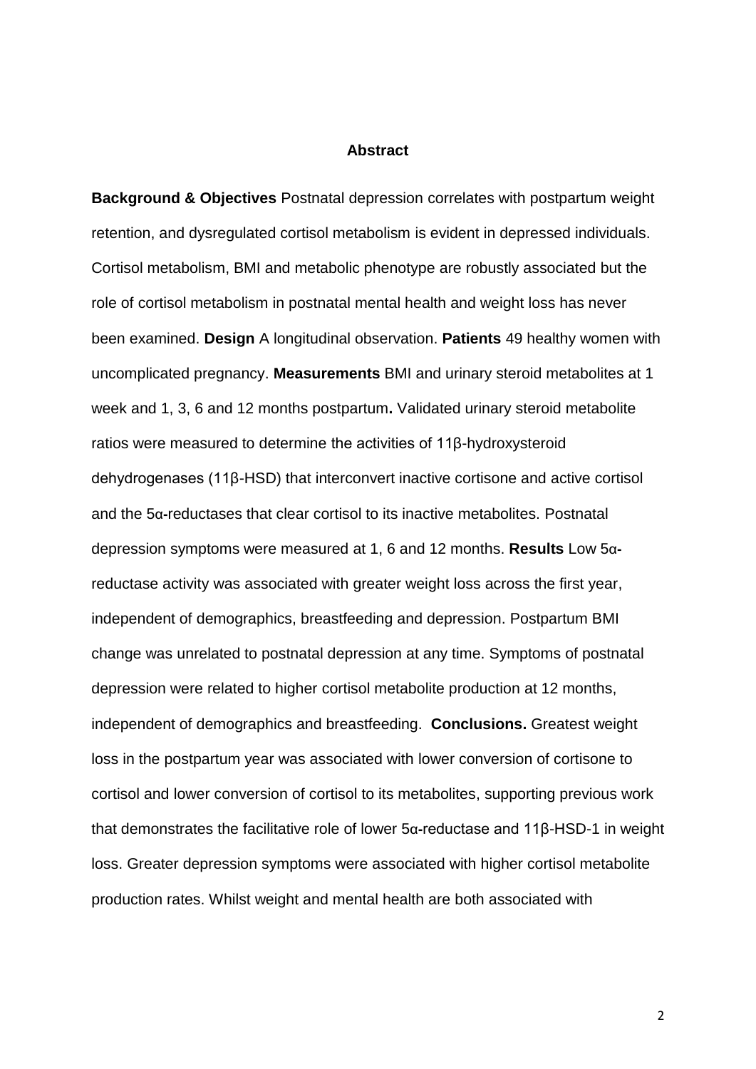## Abstract

**Background & Objectives** Postnatal depression correlates with postpartum weight retention, and dysregulated cortisol metabolism is evident in depressed individuals. Cortisol metabolism, BMI and metabolic phenotype are robustly associated but the role of cortisol metabolism in postnatal mental health and weight loss has never been examined. **Design** A longitudinal observation. **Patients** 49 healthy women with uncomplicated pregnancy. **Measurements** BMI and urinary steroid metabolites at 1 week and 1, 3, 6 and 12 months postpartum**.** Validated urinary steroid metabolite ratios were measured to determine the activities of 11β-hydroxysteroid dehydrogenases (11β-HSD) that interconvert inactive cortisone and active cortisol and the 5α-reductases that clear cortisol to its inactive metabolites. Postnatal depression symptoms were measured at 1, 6 and 12 months. **Results** Low 5α-reductase activity was associated with greater weight loss across the first year, independent of demographics, breastfeeding and depression. Postpartum BMI change was unrelated to postnatal depression at any time. Symptoms of postnatal depression were related to higher cortisol metabolite production at 12 months, independent of demographics and breastfeeding. **Conclusions.** Greatest weight loss in the postpartum year was associated with lower conversion of cortisone to cortisol and lower conversion of cortisol to its metabolites, supporting previous work that demonstrates the facilitative role of lower 5α-reductase and 11β-HSD-1 in weight loss. Greater depression symptoms were associated with higher cortisol metabolite production rates. Whilst weight and mental health are both associated with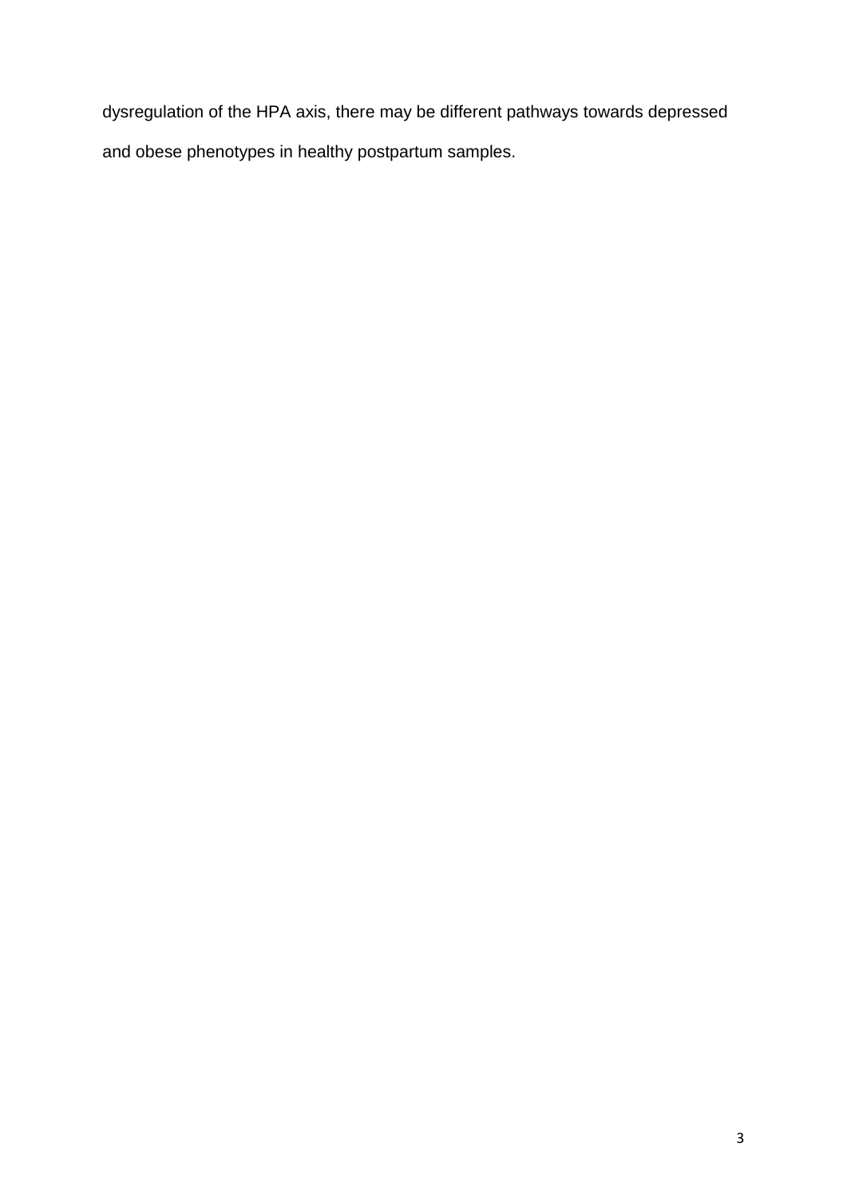dysregulation of the HPA axis, there may be different pathways towards depressed and obese phenotypes in healthy postpartum samples.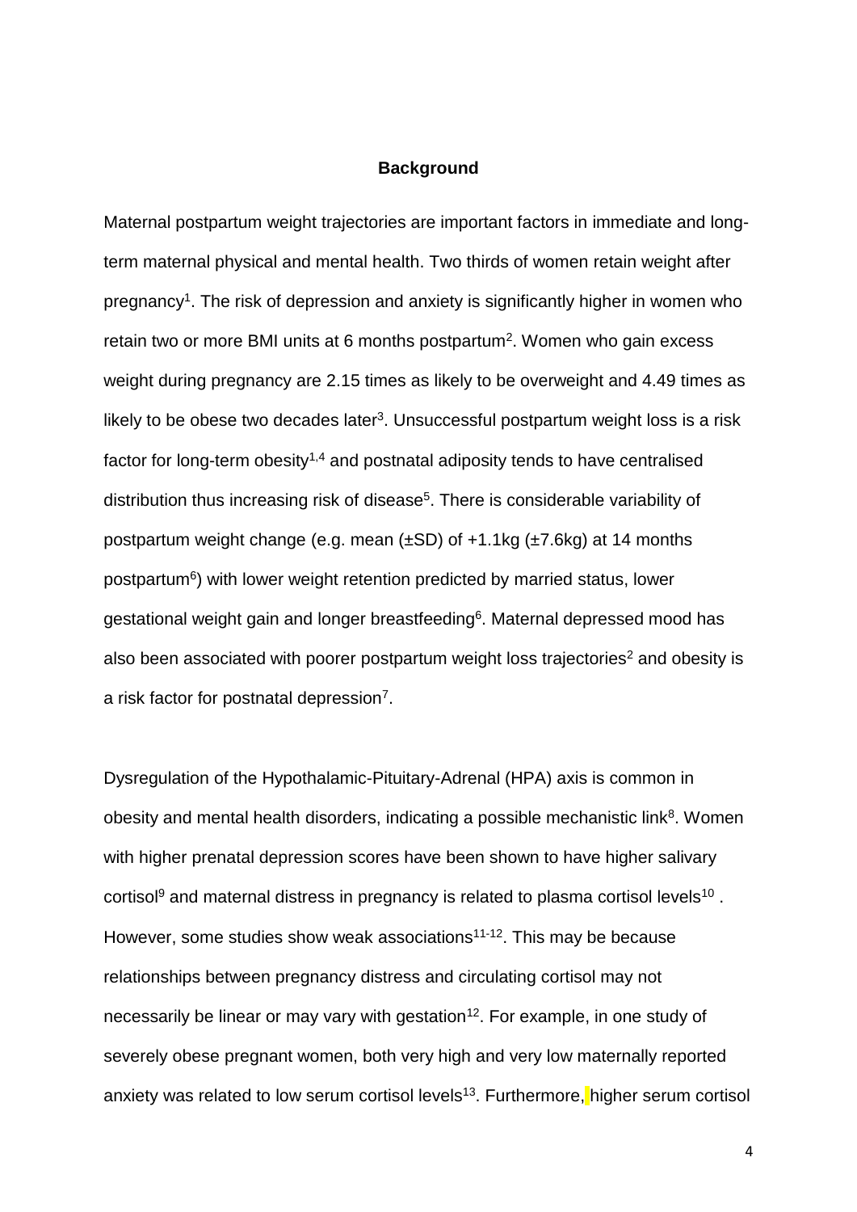## Background

Maternal postpartum weight trajectories are important factors in immediate and long-term maternal physical and mental health. Two thirds of women retain weight after pregnancy[1]. The risk of depression and anxiety is significantly higher in women who retain two or more BMI units at 6 months postpartum[2]. Women who gain excess weight during pregnancy are 2.15 times as likely to be overweight and 4.49 times as likely to be obese two decades later[3]. Unsuccessful postpartum weight loss is a risk factor for long-term obesity[1,4] and postnatal adiposity tends to have centralised distribution thus increasing risk of disease[5]. There is considerable variability of postpartum weight change (e.g. mean (±SD) of +1.1kg (±7.6kg) at 14 months postpartum[6]) with lower weight retention predicted by married status, lower gestational weight gain and longer breastfeeding[6]. Maternal depressed mood has also been associated with poorer postpartum weight loss trajectories[2] and obesity is a risk factor for postnatal depression[7].

Dysregulation of the Hypothalamic-Pituitary-Adrenal (HPA) axis is common in obesity and mental health disorders, indicating a possible mechanistic link[8]. Women with higher prenatal depression scores have been shown to have higher salivary cortisol[9] and maternal distress in pregnancy is related to plasma cortisol levels[10] . However, some studies show weak associations[11-12]. This may be because relationships between pregnancy distress and circulating cortisol may not necessarily be linear or may vary with gestation[12]. For example, in one study of severely obese pregnant women, both very high and very low maternally reported anxiety was related to low serum cortisol levels[13]. Furthermore, higher serum cortisol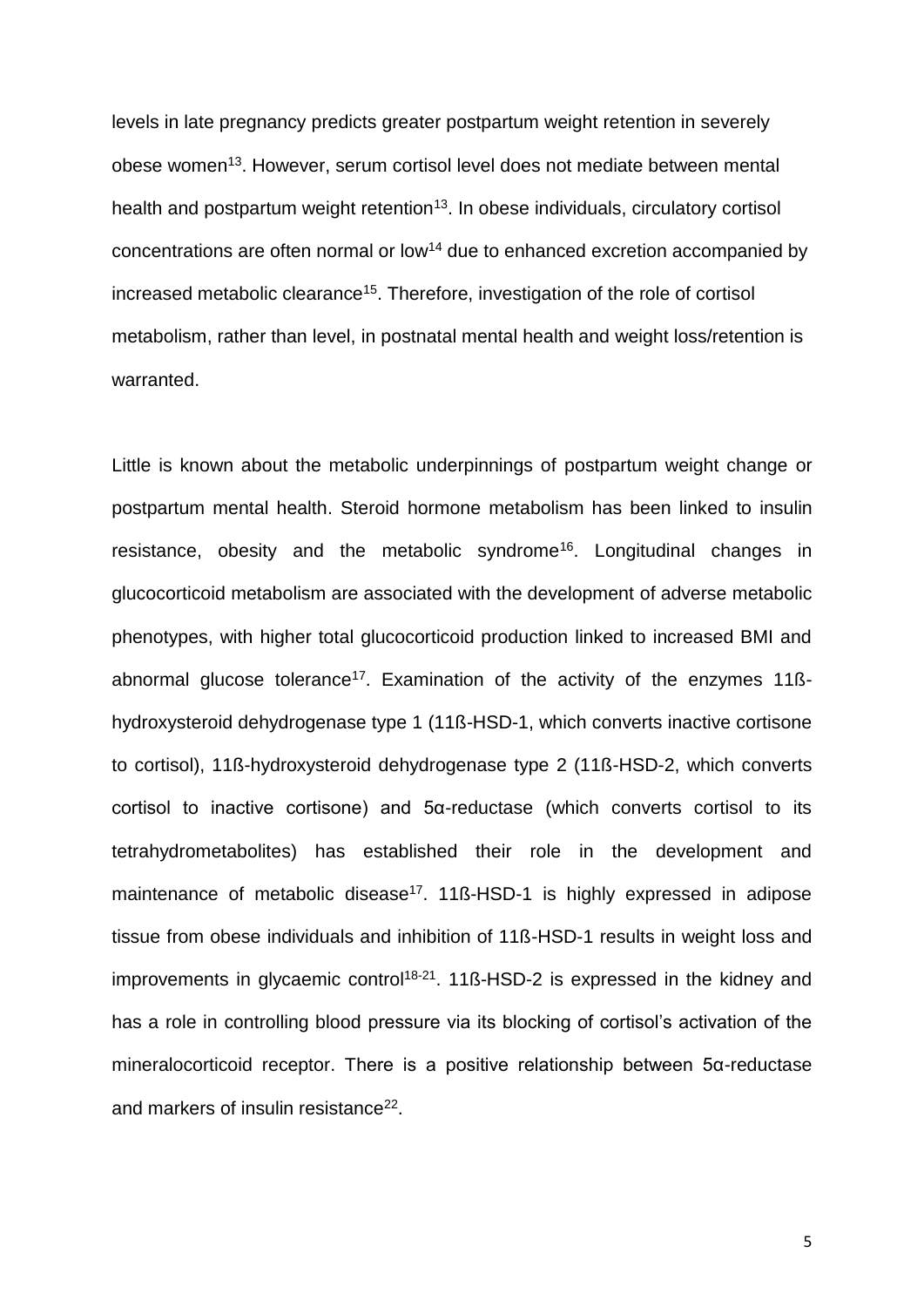levels in late pregnancy predicts greater postpartum weight retention in severely obese women[13]. However, serum cortisol level does not mediate between mental health and postpartum weight retention[13]. In obese individuals, circulatory cortisol concentrations are often normal or low[14] due to enhanced excretion accompanied by increased metabolic clearance[15]. Therefore, investigation of the role of cortisol metabolism, rather than level, in postnatal mental health and weight loss/retention is warranted.

Little is known about the metabolic underpinnings of postpartum weight change or postpartum mental health. Steroid hormone metabolism has been linked to insulin resistance, obesity and the metabolic syndrome[16]. Longitudinal changes in glucocorticoid metabolism are associated with the development of adverse metabolic phenotypes, with higher total glucocorticoid production linked to increased BMI and abnormal glucose tolerance[17]. Examination of the activity of the enzymes 11ß-hydroxysteroid dehydrogenase type 1 (11ß-HSD-1, which converts inactive cortisone to cortisol), 11ß-hydroxysteroid dehydrogenase type 2 (11ß-HSD-2, which converts cortisol to inactive cortisone) and 5α-reductase (which converts cortisol to its tetrahydrometabolites) has established their role in the development and maintenance of metabolic disease[17]. 11ß-HSD-1 is highly expressed in adipose tissue from obese individuals and inhibition of 11ß-HSD-1 results in weight loss and improvements in glycaemic control[18-21]. 11ß-HSD-2 is expressed in the kidney and has a role in controlling blood pressure via its blocking of cortisol's activation of the mineralocorticoid receptor. There is a positive relationship between 5α-reductase and markers of insulin resistance[22].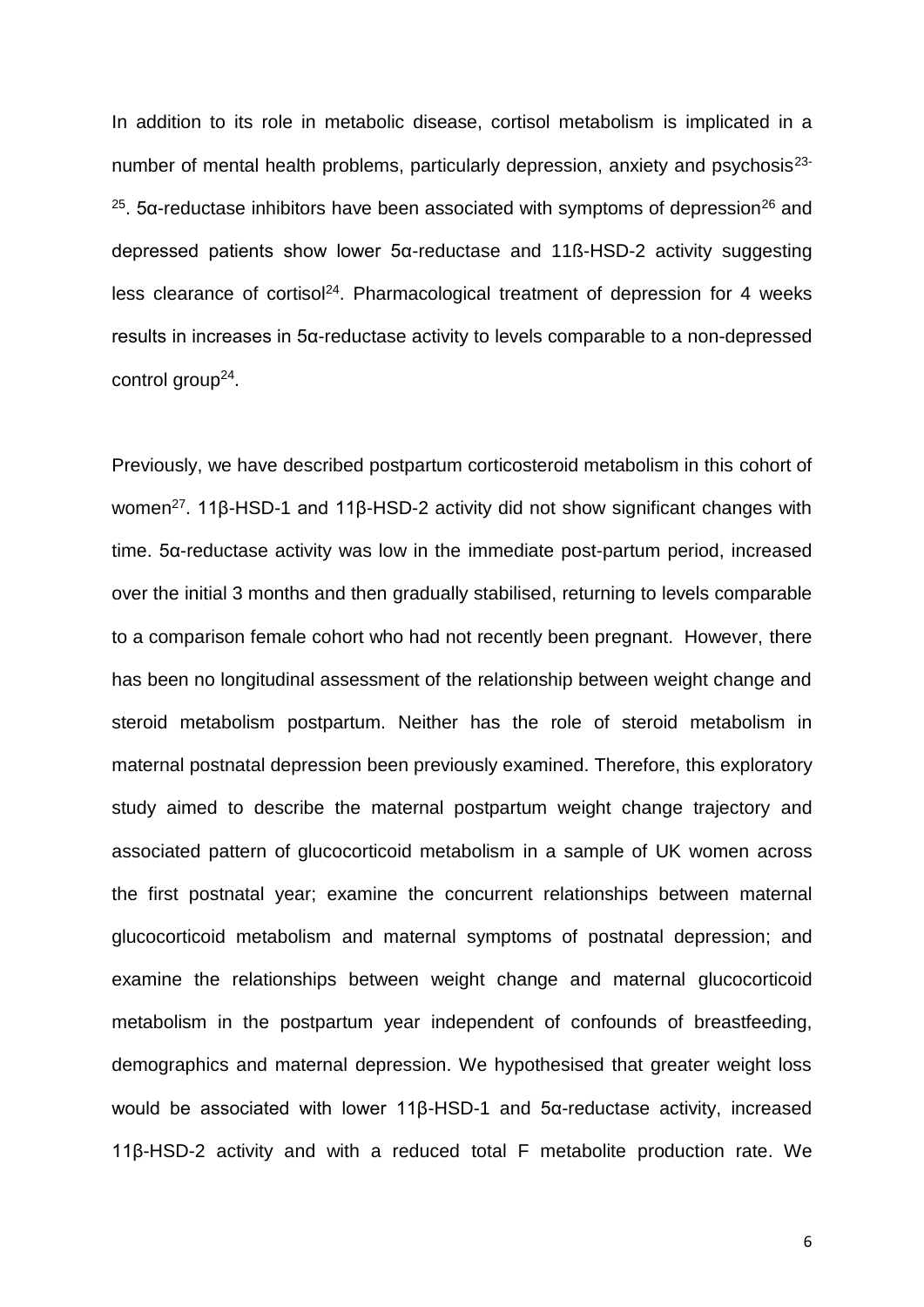In addition to its role in metabolic disease, cortisol metabolism is implicated in a number of mental health problems, particularly depression, anxiety and psychosis[23-25]. 5α-reductase inhibitors have been associated with symptoms of depression[26] and depressed patients show lower 5α-reductase and 11ß-HSD-2 activity suggesting less clearance of cortisol[24]. Pharmacological treatment of depression for 4 weeks results in increases in 5α-reductase activity to levels comparable to a non-depressed control group[24].

Previously, we have described postpartum corticosteroid metabolism in this cohort of women[27]. 11β-HSD-1 and 11β-HSD-2 activity did not show significant changes with time. 5α-reductase activity was low in the immediate post-partum period, increased over the initial 3 months and then gradually stabilised, returning to levels comparable to a comparison female cohort who had not recently been pregnant. However, there has been no longitudinal assessment of the relationship between weight change and steroid metabolism postpartum. Neither has the role of steroid metabolism in maternal postnatal depression been previously examined. Therefore, this exploratory study aimed to describe the maternal postpartum weight change trajectory and associated pattern of glucocorticoid metabolism in a sample of UK women across the first postnatal year; examine the concurrent relationships between maternal glucocorticoid metabolism and maternal symptoms of postnatal depression; and examine the relationships between weight change and maternal glucocorticoid metabolism in the postpartum year independent of confounds of breastfeeding, demographics and maternal depression. We hypothesised that greater weight loss would be associated with lower 11β-HSD-1 and 5α-reductase activity, increased 11β-HSD-2 activity and with a reduced total F metabolite production rate. We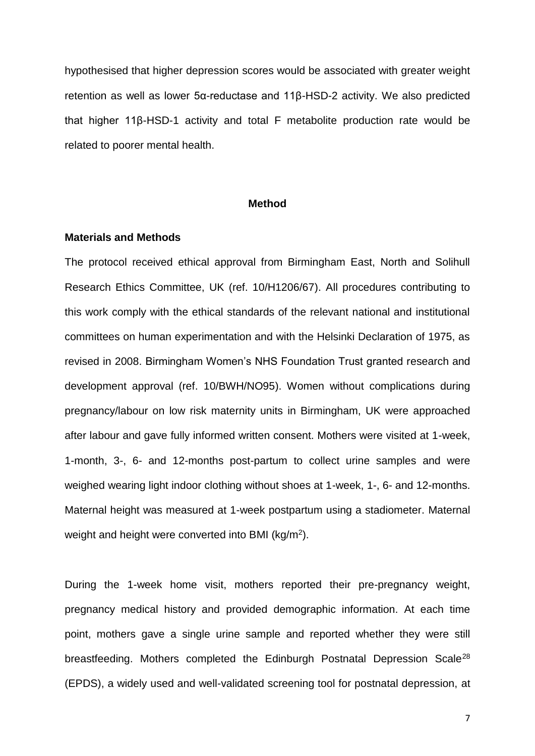hypothesised that higher depression scores would be associated with greater weight retention as well as lower 5α-reductase and 11β-HSD-2 activity. We also predicted that higher 11β-HSD-1 activity and total F metabolite production rate would be related to poorer mental health.

## Method

### Materials and Methods

The protocol received ethical approval from Birmingham East, North and Solihull Research Ethics Committee, UK (ref. 10/H1206/67). All procedures contributing to this work comply with the ethical standards of the relevant national and institutional committees on human experimentation and with the Helsinki Declaration of 1975, as revised in 2008. Birmingham Women's NHS Foundation Trust granted research and development approval (ref. 10/BWH/NO95). Women without complications during pregnancy/labour on low risk maternity units in Birmingham, UK were approached after labour and gave fully informed written consent. Mothers were visited at 1-week, 1-month, 3-, 6- and 12-months post-partum to collect urine samples and were weighed wearing light indoor clothing without shoes at 1-week, 1-, 6- and 12-months. Maternal height was measured at 1-week postpartum using a stadiometer. Maternal weight and height were converted into BMI (kg/m$^2$).

During the 1-week home visit, mothers reported their pre-pregnancy weight, pregnancy medical history and provided demographic information. At each time point, mothers gave a single urine sample and reported whether they were still breastfeeding. Mothers completed the Edinburgh Postnatal Depression Scale[28] (EPDS), a widely used and well-validated screening tool for postnatal depression, at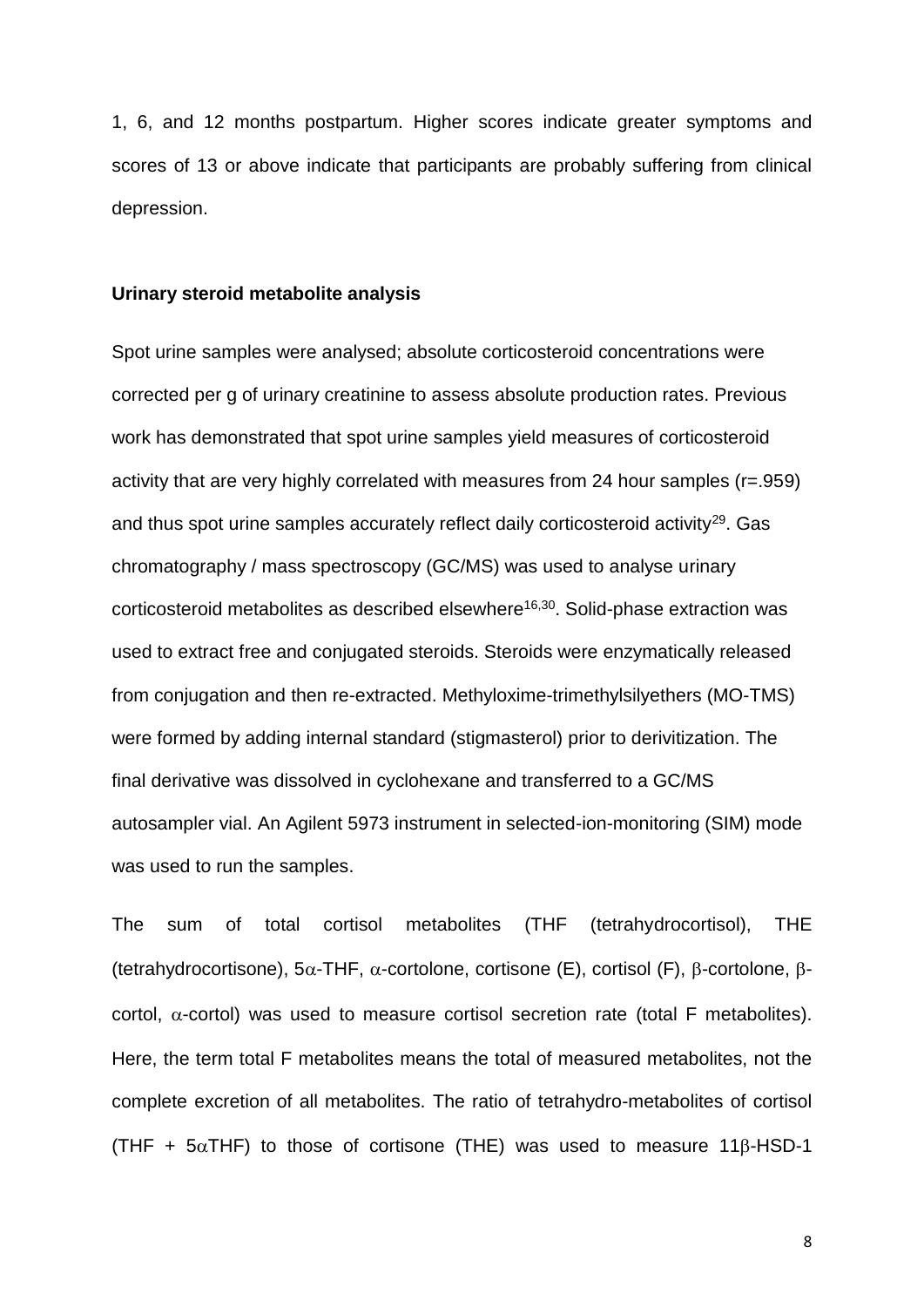1, 6, and 12 months postpartum. Higher scores indicate greater symptoms and scores of 13 or above indicate that participants are probably suffering from clinical depression.

**Urinary steroid metabolite analysis**

Spot urine samples were analysed; absolute corticosteroid concentrations were corrected per g of urinary creatinine to assess absolute production rates. Previous work has demonstrated that spot urine samples yield measures of corticosteroid activity that are very highly correlated with measures from 24 hour samples (r=.959) and thus spot urine samples accurately reflect daily corticosteroid activity[29]. Gas chromatography / mass spectroscopy (GC/MS) was used to analyse urinary corticosteroid metabolites as described elsewhere[16,30]. Solid-phase extraction was used to extract free and conjugated steroids. Steroids were enzymatically released from conjugation and then re-extracted. Methyloxime-trimethylsilyethers (MO-TMS) were formed by adding internal standard (stigmasterol) prior to derivitization. The final derivative was dissolved in cyclohexane and transferred to a GC/MS autosampler vial. An Agilent 5973 instrument in selected-ion-monitoring (SIM) mode was used to run the samples.

The sum of total cortisol metabolites (THF (tetrahydrocortisol), THE (tetrahydrocortisone), 5$\alpha$-THF, $\alpha$-cortolone, cortisone (E), cortisol (F), $\beta$-cortolone, $\beta$-cortol, $\alpha$-cortol) was used to measure cortisol secretion rate (total F metabolites). Here, the term total F metabolites means the total of measured metabolites, not the complete excretion of all metabolites. The ratio of tetrahydro-metabolites of cortisol (THF + 5$\alpha$THF) to those of cortisone (THE) was used to measure 11$\beta$-HSD-1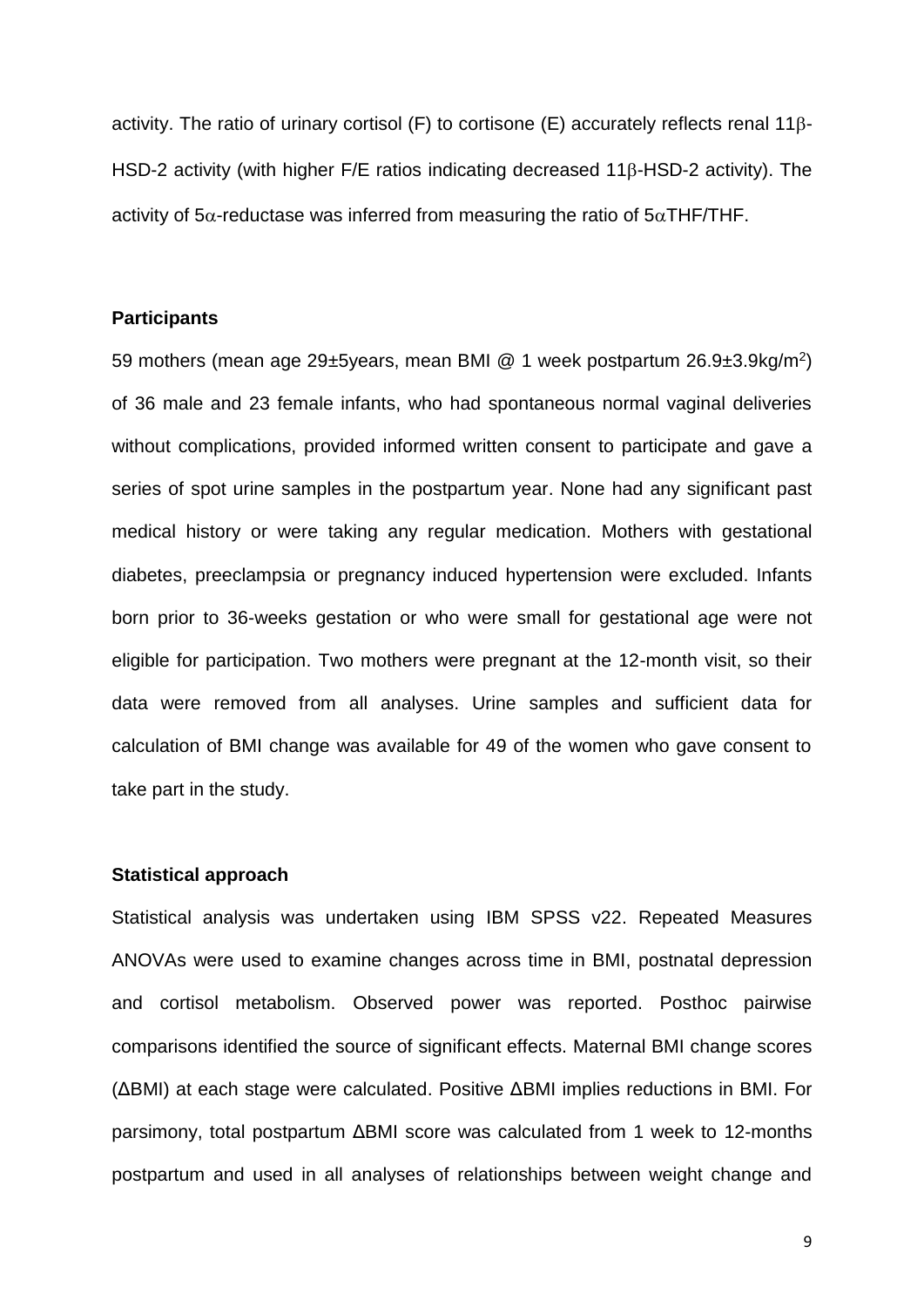activity. The ratio of urinary cortisol (F) to cortisone (E) accurately reflects renal 11β-HSD-2 activity (with higher F/E ratios indicating decreased 11β-HSD-2 activity). The activity of 5α-reductase was inferred from measuring the ratio of 5αTHF/THF.

**Participants**

59 mothers (mean age 29±5years, mean BMI @ 1 week postpartum 26.9±3.9kg/m$^2$) of 36 male and 23 female infants, who had spontaneous normal vaginal deliveries without complications, provided informed written consent to participate and gave a series of spot urine samples in the postpartum year. None had any significant past medical history or were taking any regular medication. Mothers with gestational diabetes, preeclampsia or pregnancy induced hypertension were excluded. Infants born prior to 36-weeks gestation or who were small for gestational age were not eligible for participation. Two mothers were pregnant at the 12-month visit, so their data were removed from all analyses. Urine samples and sufficient data for calculation of BMI change was available for 49 of the women who gave consent to take part in the study.

**Statistical approach**

Statistical analysis was undertaken using IBM SPSS v22. Repeated Measures ANOVAs were used to examine changes across time in BMI, postnatal depression and cortisol metabolism. Observed power was reported. Posthoc pairwise comparisons identified the source of significant effects. Maternal BMI change scores (ΔBMI) at each stage were calculated. Positive ΔBMI implies reductions in BMI. For parsimony, total postpartum ΔBMI score was calculated from 1 week to 12-months postpartum and used in all analyses of relationships between weight change and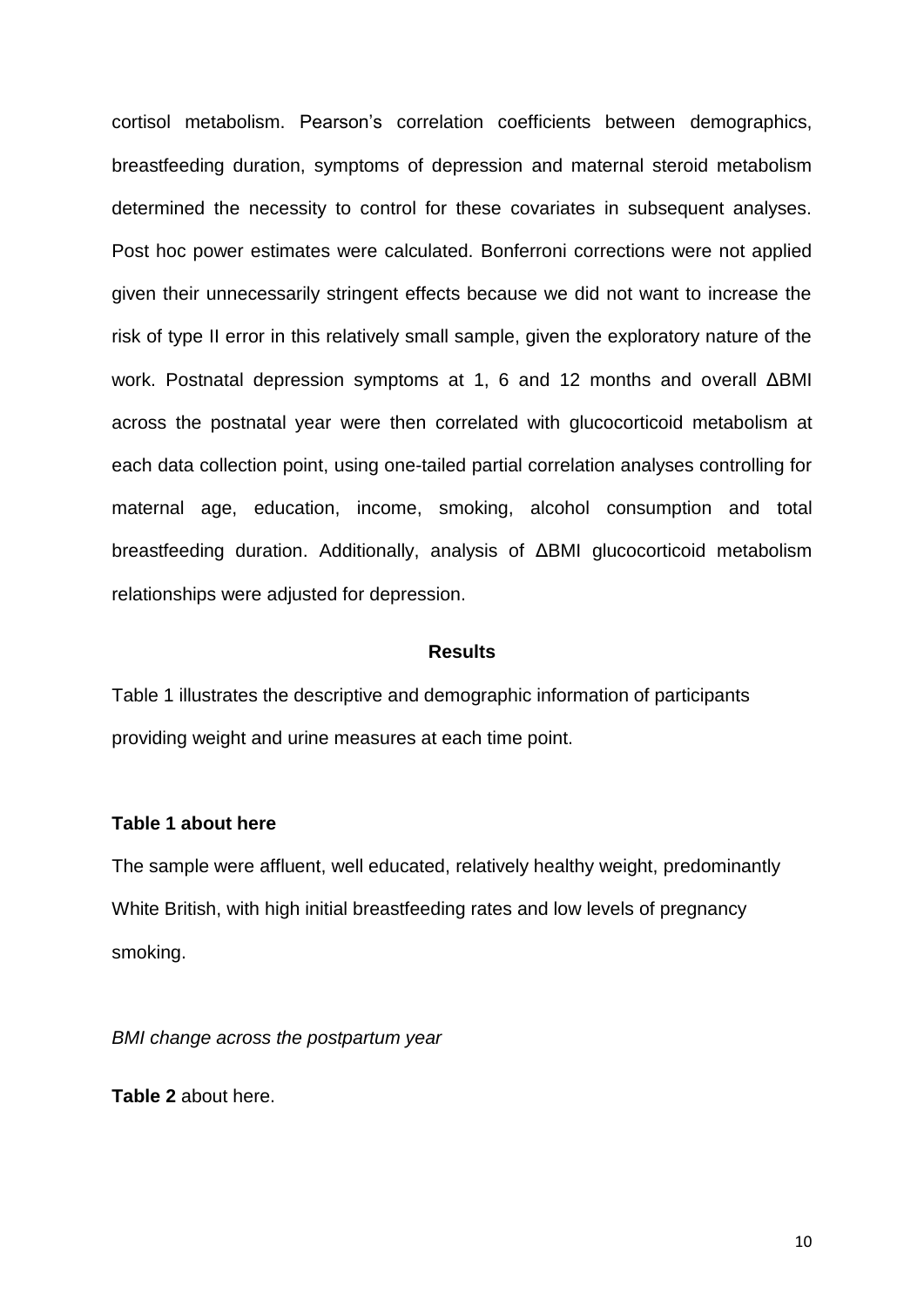cortisol metabolism. Pearson's correlation coefficients between demographics, breastfeeding duration, symptoms of depression and maternal steroid metabolism determined the necessity to control for these covariates in subsequent analyses. Post hoc power estimates were calculated. Bonferroni corrections were not applied given their unnecessarily stringent effects because we did not want to increase the risk of type II error in this relatively small sample, given the exploratory nature of the work. Postnatal depression symptoms at 1, 6 and 12 months and overall ΔBMI across the postnatal year were then correlated with glucocorticoid metabolism at each data collection point, using one-tailed partial correlation analyses controlling for maternal age, education, income, smoking, alcohol consumption and total breastfeeding duration. Additionally, analysis of ΔBMI glucocorticoid metabolism relationships were adjusted for depression.

## Results

Table 1 illustrates the descriptive and demographic information of participants providing weight and urine measures at each time point.

**Table 1 about here**

The sample were affluent, well educated, relatively healthy weight, predominantly White British, with high initial breastfeeding rates and low levels of pregnancy smoking.

*BMI change across the postpartum year*

**Table 2** about here.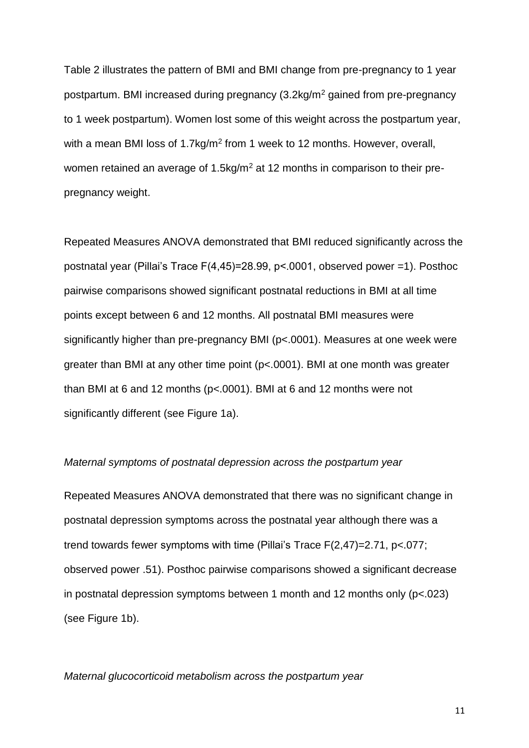Table 2 illustrates the pattern of BMI and BMI change from pre-pregnancy to 1 year postpartum. BMI increased during pregnancy (3.2kg/m$^2$ gained from pre-pregnancy to 1 week postpartum). Women lost some of this weight across the postpartum year, with a mean BMI loss of 1.7kg/m$^2$ from 1 week to 12 months. However, overall, women retained an average of 1.5kg/m$^2$ at 12 months in comparison to their pre-pregnancy weight.

Repeated Measures ANOVA demonstrated that BMI reduced significantly across the postnatal year (Pillai's Trace $F(4,45)=28.99$, $p<.0001$, observed power =1). Posthoc pairwise comparisons showed significant postnatal reductions in BMI at all time points except between 6 and 12 months. All postnatal BMI measures were significantly higher than pre-pregnancy BMI ($p<.0001$). Measures at one week were greater than BMI at any other time point ($p<.0001$). BMI at one month was greater than BMI at 6 and 12 months ($p<.0001$). BMI at 6 and 12 months were not significantly different (see Figure 1a).

*Maternal symptoms of postnatal depression across the postpartum year*

Repeated Measures ANOVA demonstrated that there was no significant change in postnatal depression symptoms across the postnatal year although there was a trend towards fewer symptoms with time (Pillai's Trace $F(2,47)=2.71$, $p<.077$; observed power .51). Posthoc pairwise comparisons showed a significant decrease in postnatal depression symptoms between 1 month and 12 months only ($p<.023$) (see Figure 1b).

*Maternal glucocorticoid metabolism across the postpartum year*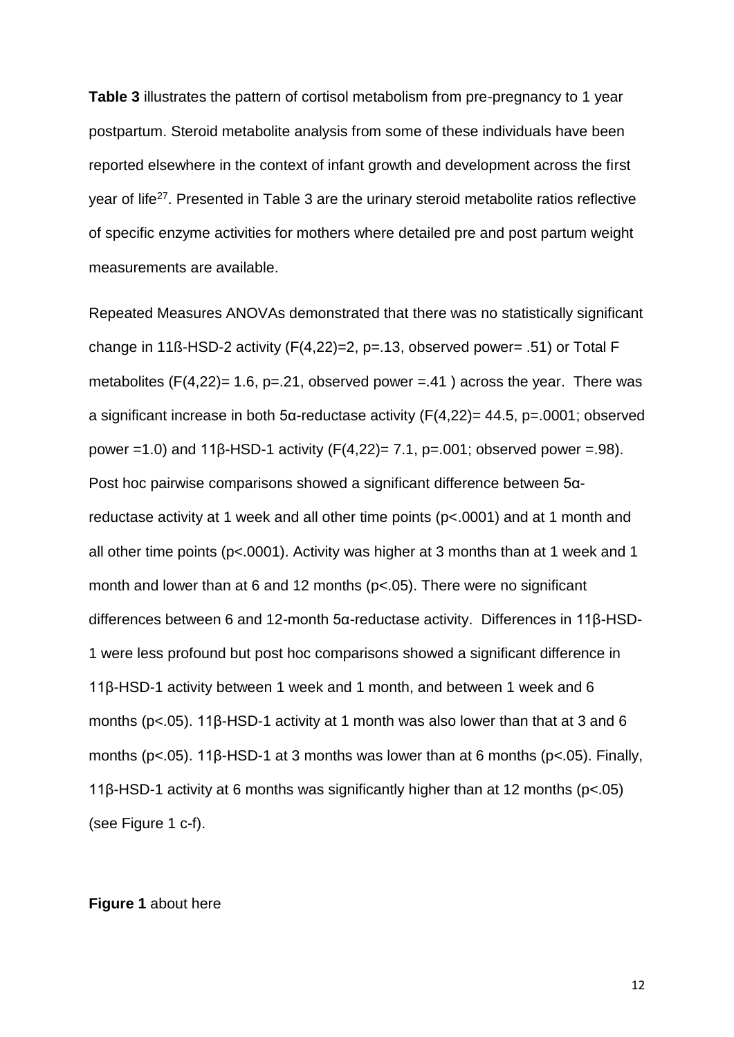**Table 3** illustrates the pattern of cortisol metabolism from pre-pregnancy to 1 year postpartum. Steroid metabolite analysis from some of these individuals have been reported elsewhere in the context of infant growth and development across the first year of life[27]. Presented in Table 3 are the urinary steroid metabolite ratios reflective of specific enzyme activities for mothers where detailed pre and post partum weight measurements are available.

Repeated Measures ANOVAs demonstrated that there was no statistically significant change in 11ß-HSD-2 activity ($F(4,22)=2$, $p=.13$, observed power= .51) or Total F metabolites ($F(4,22)= 1.6$, $p=.21$, observed power =.41 ) across the year. There was a significant increase in both 5α-reductase activity ($F(4,22)= 44.5$, $p=.0001$; observed power =1.0) and 11β-HSD-1 activity ($F(4,22)= 7.1$, $p=.001$; observed power =.98). Post hoc pairwise comparisons showed a significant difference between 5α-reductase activity at 1 week and all other time points ($p<.0001$) and at 1 month and all other time points ($p<.0001$). Activity was higher at 3 months than at 1 week and 1 month and lower than at 6 and 12 months ($p<.05$). There were no significant differences between 6 and 12-month 5α-reductase activity. Differences in 11β-HSD-1 were less profound but post hoc comparisons showed a significant difference in 11β-HSD-1 activity between 1 week and 1 month, and between 1 week and 6 months ($p<.05$). 11β-HSD-1 activity at 1 month was also lower than that at 3 and 6 months ($p<.05$). 11β-HSD-1 at 3 months was lower than at 6 months ($p<.05$). Finally, 11β-HSD-1 activity at 6 months was significantly higher than at 12 months ($p<.05$) (see Figure 1 c-f).

**Figure 1** about here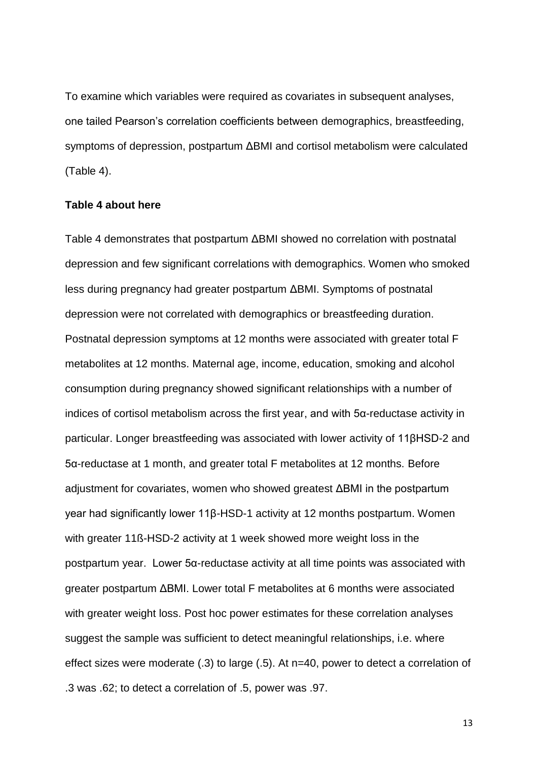To examine which variables were required as covariates in subsequent analyses, one tailed Pearson's correlation coefficients between demographics, breastfeeding, symptoms of depression, postpartum ΔBMI and cortisol metabolism were calculated (Table 4).

**Table 4 about here**

Table 4 demonstrates that postpartum ΔBMI showed no correlation with postnatal depression and few significant correlations with demographics. Women who smoked less during pregnancy had greater postpartum ΔBMI. Symptoms of postnatal depression were not correlated with demographics or breastfeeding duration. Postnatal depression symptoms at 12 months were associated with greater total F metabolites at 12 months. Maternal age, income, education, smoking and alcohol consumption during pregnancy showed significant relationships with a number of indices of cortisol metabolism across the first year, and with 5α-reductase activity in particular. Longer breastfeeding was associated with lower activity of 11βHSD-2 and 5α-reductase at 1 month, and greater total F metabolites at 12 months. Before adjustment for covariates, women who showed greatest ΔBMI in the postpartum year had significantly lower 11β-HSD-1 activity at 12 months postpartum. Women with greater 11ß-HSD-2 activity at 1 week showed more weight loss in the postpartum year. Lower 5α-reductase activity at all time points was associated with greater postpartum ΔBMI. Lower total F metabolites at 6 months were associated with greater weight loss. Post hoc power estimates for these correlation analyses suggest the sample was sufficient to detect meaningful relationships, i.e. where effect sizes were moderate (.3) to large (.5). At n=40, power to detect a correlation of .3 was .62; to detect a correlation of .5, power was .97.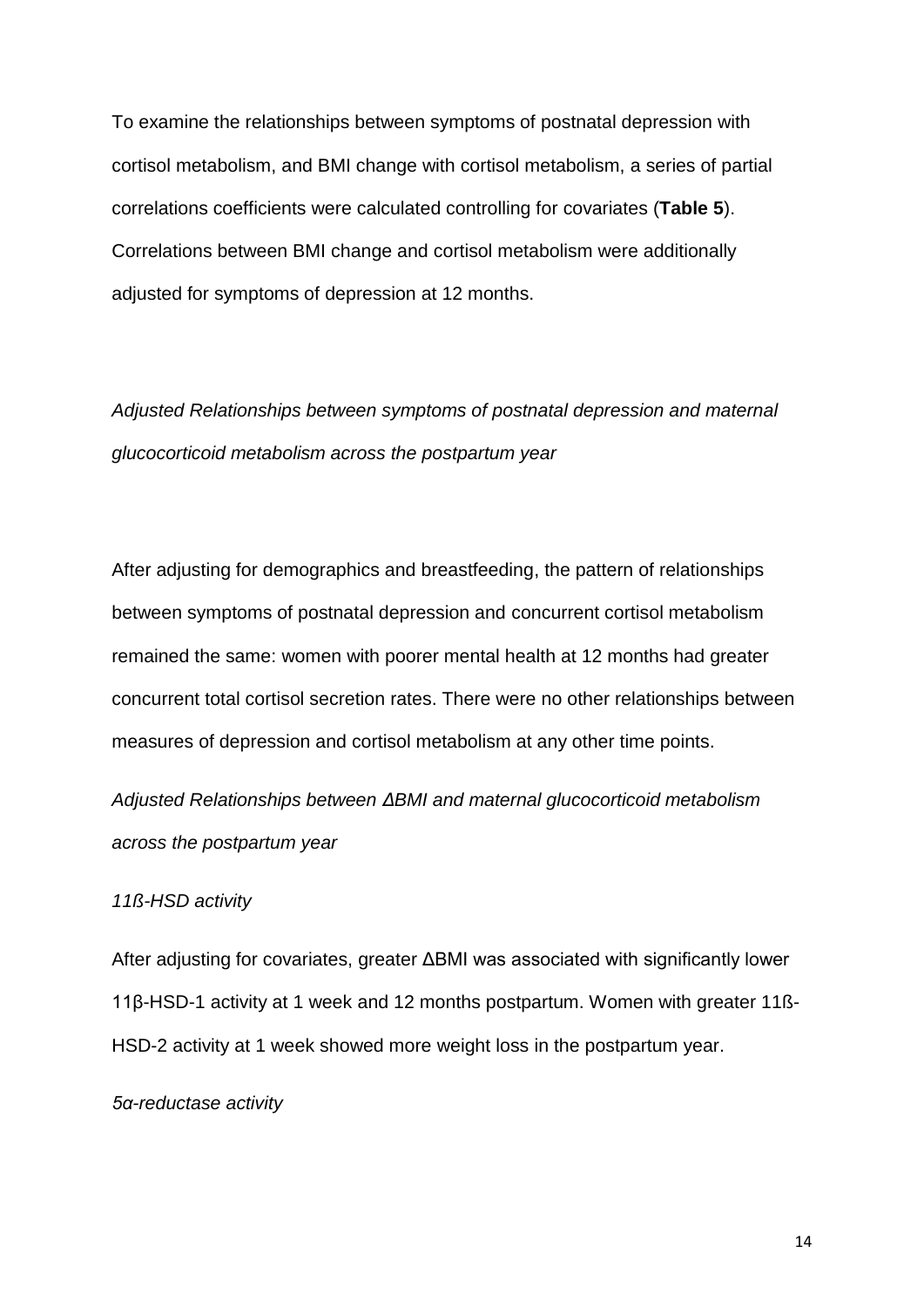To examine the relationships between symptoms of postnatal depression with cortisol metabolism, and BMI change with cortisol metabolism, a series of partial correlations coefficients were calculated controlling for covariates (**Table 5**). Correlations between BMI change and cortisol metabolism were additionally adjusted for symptoms of depression at 12 months.

*Adjusted Relationships between symptoms of postnatal depression and maternal glucocorticoid metabolism across the postpartum year*

After adjusting for demographics and breastfeeding, the pattern of relationships between symptoms of postnatal depression and concurrent cortisol metabolism remained the same: women with poorer mental health at 12 months had greater concurrent total cortisol secretion rates. There were no other relationships between measures of depression and cortisol metabolism at any other time points.

*Adjusted Relationships between ΔBMI and maternal glucocorticoid metabolism across the postpartum year*

*11ß-HSD activity*

After adjusting for covariates, greater ΔBMI was associated with significantly lower 11β-HSD-1 activity at 1 week and 12 months postpartum. Women with greater 11ß-HSD-2 activity at 1 week showed more weight loss in the postpartum year.

*5α-reductase activity*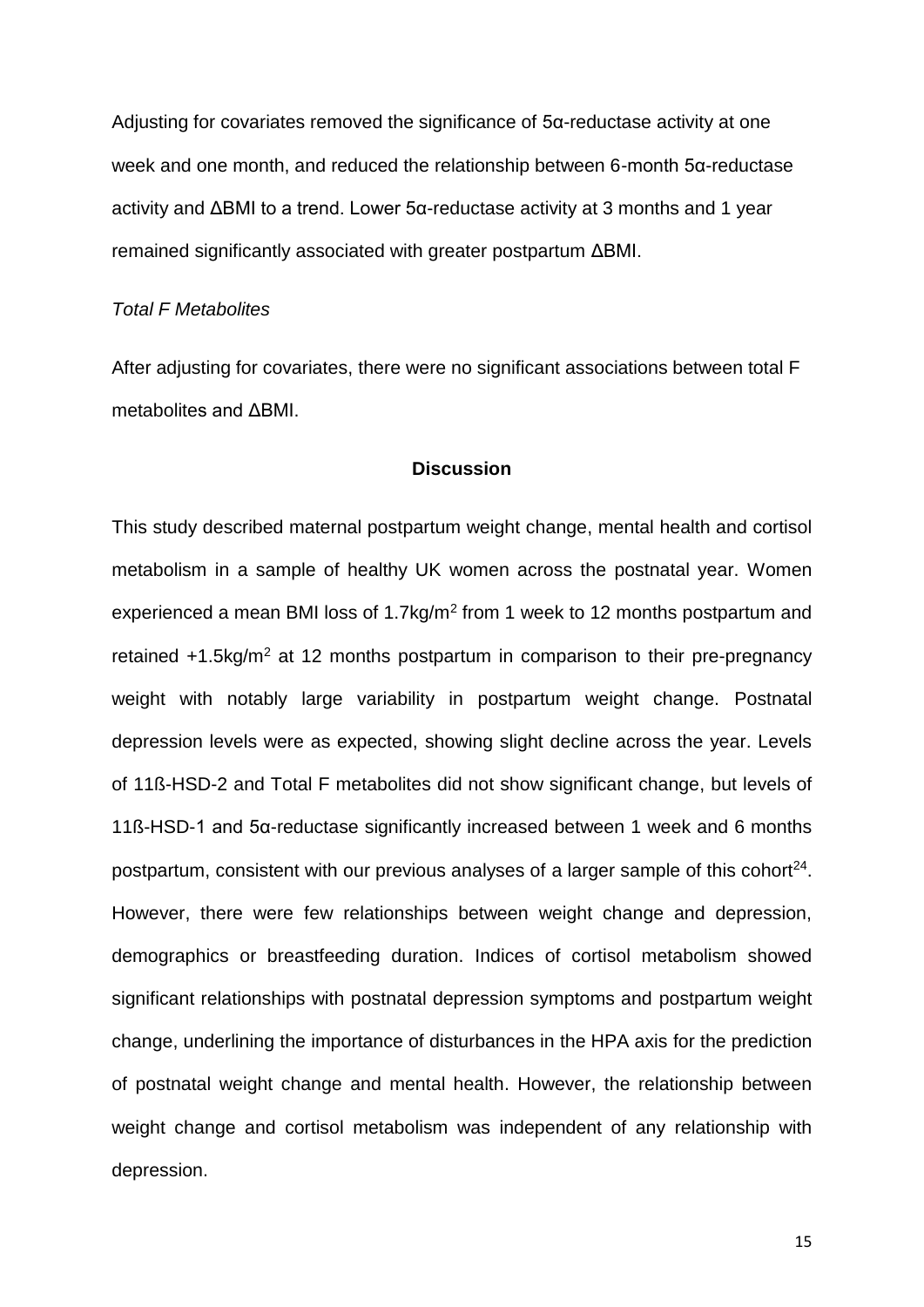Adjusting for covariates removed the significance of 5α-reductase activity at one week and one month, and reduced the relationship between 6-month 5α-reductase activity and ΔBMI to a trend. Lower 5α-reductase activity at 3 months and 1 year remained significantly associated with greater postpartum ΔBMI.

*Total F Metabolites*

After adjusting for covariates, there were no significant associations between total F metabolites and ΔBMI.

## Discussion

This study described maternal postpartum weight change, mental health and cortisol metabolism in a sample of healthy UK women across the postnatal year. Women experienced a mean BMI loss of 1.7kg/m$^2$ from 1 week to 12 months postpartum and retained +1.5kg/m$^2$ at 12 months postpartum in comparison to their pre-pregnancy weight with notably large variability in postpartum weight change. Postnatal depression levels were as expected, showing slight decline across the year. Levels of 11ß-HSD-2 and Total F metabolites did not show significant change, but levels of 11ß-HSD-1 and 5α-reductase significantly increased between 1 week and 6 months postpartum, consistent with our previous analyses of a larger sample of this cohort[24]. However, there were few relationships between weight change and depression, demographics or breastfeeding duration. Indices of cortisol metabolism showed significant relationships with postnatal depression symptoms and postpartum weight change, underlining the importance of disturbances in the HPA axis for the prediction of postnatal weight change and mental health. However, the relationship between weight change and cortisol metabolism was independent of any relationship with depression.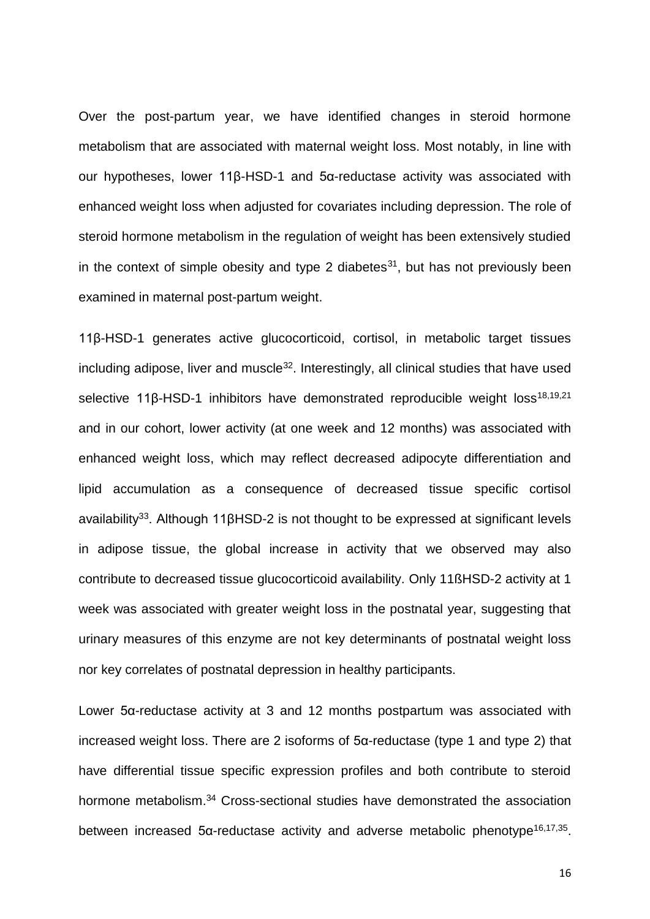Over the post-partum year, we have identified changes in steroid hormone metabolism that are associated with maternal weight loss. Most notably, in line with our hypotheses, lower 11β-HSD-1 and 5α-reductase activity was associated with enhanced weight loss when adjusted for covariates including depression. The role of steroid hormone metabolism in the regulation of weight has been extensively studied in the context of simple obesity and type 2 diabetes[31], but has not previously been examined in maternal post-partum weight.

11β-HSD-1 generates active glucocorticoid, cortisol, in metabolic target tissues including adipose, liver and muscle[32]. Interestingly, all clinical studies that have used selective 11β-HSD-1 inhibitors have demonstrated reproducible weight loss[18,19,21] and in our cohort, lower activity (at one week and 12 months) was associated with enhanced weight loss, which may reflect decreased adipocyte differentiation and lipid accumulation as a consequence of decreased tissue specific cortisol availability[33]. Although 11βHSD-2 is not thought to be expressed at significant levels in adipose tissue, the global increase in activity that we observed may also contribute to decreased tissue glucocorticoid availability. Only 11ßHSD-2 activity at 1 week was associated with greater weight loss in the postnatal year, suggesting that urinary measures of this enzyme are not key determinants of postnatal weight loss nor key correlates of postnatal depression in healthy participants.

Lower 5α-reductase activity at 3 and 12 months postpartum was associated with increased weight loss. There are 2 isoforms of 5α-reductase (type 1 and type 2) that have differential tissue specific expression profiles and both contribute to steroid hormone metabolism.[34] Cross-sectional studies have demonstrated the association between increased 5α-reductase activity and adverse metabolic phenotype[16,17,35].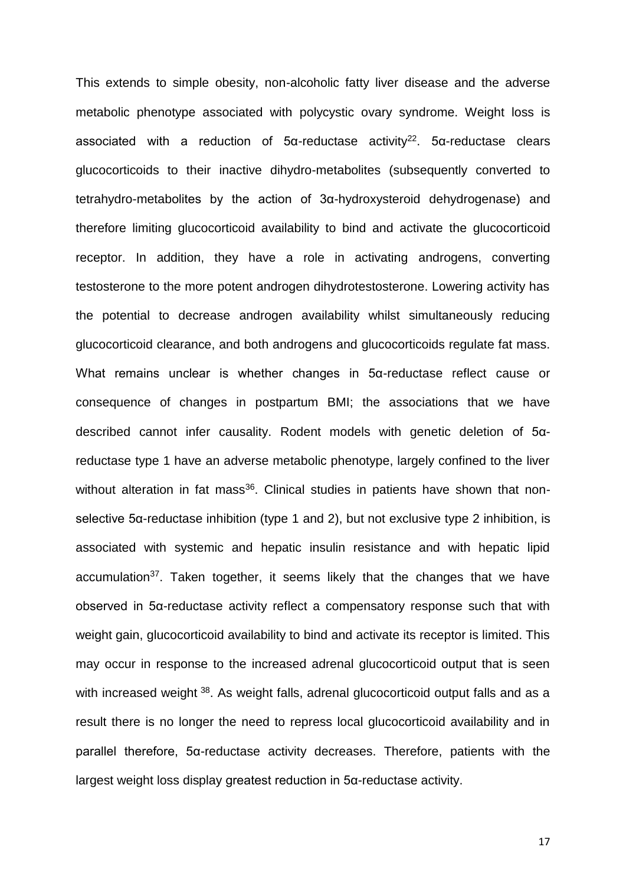This extends to simple obesity, non-alcoholic fatty liver disease and the adverse metabolic phenotype associated with polycystic ovary syndrome. Weight loss is associated with a reduction of 5α-reductase activity[22]. 5α-reductase clears glucocorticoids to their inactive dihydro-metabolites (subsequently converted to tetrahydro-metabolites by the action of 3α-hydroxysteroid dehydrogenase) and therefore limiting glucocorticoid availability to bind and activate the glucocorticoid receptor. In addition, they have a role in activating androgens, converting testosterone to the more potent androgen dihydrotestosterone. Lowering activity has the potential to decrease androgen availability whilst simultaneously reducing glucocorticoid clearance, and both androgens and glucocorticoids regulate fat mass. What remains unclear is whether changes in 5α-reductase reflect cause or consequence of changes in postpartum BMI; the associations that we have described cannot infer causality. Rodent models with genetic deletion of 5α-reductase type 1 have an adverse metabolic phenotype, largely confined to the liver without alteration in fat mass[36]. Clinical studies in patients have shown that non-selective 5α-reductase inhibition (type 1 and 2), but not exclusive type 2 inhibition, is associated with systemic and hepatic insulin resistance and with hepatic lipid accumulation[37]. Taken together, it seems likely that the changes that we have observed in 5α-reductase activity reflect a compensatory response such that with weight gain, glucocorticoid availability to bind and activate its receptor is limited. This may occur in response to the increased adrenal glucocorticoid output that is seen with increased weight [38]. As weight falls, adrenal glucocorticoid output falls and as a result there is no longer the need to repress local glucocorticoid availability and in parallel therefore, 5α-reductase activity decreases. Therefore, patients with the largest weight loss display greatest reduction in 5α-reductase activity.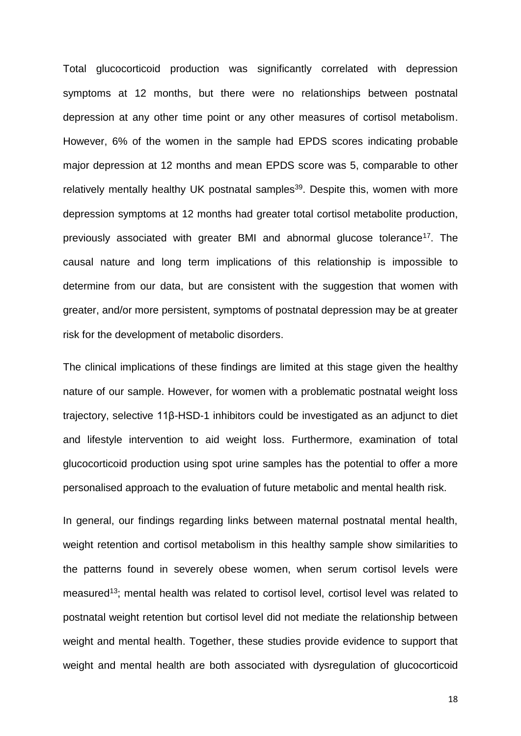Total glucocorticoid production was significantly correlated with depression symptoms at 12 months, but there were no relationships between postnatal depression at any other time point or any other measures of cortisol metabolism. However, 6% of the women in the sample had EPDS scores indicating probable major depression at 12 months and mean EPDS score was 5, comparable to other relatively mentally healthy UK postnatal samples[39]. Despite this, women with more depression symptoms at 12 months had greater total cortisol metabolite production, previously associated with greater BMI and abnormal glucose tolerance[17]. The causal nature and long term implications of this relationship is impossible to determine from our data, but are consistent with the suggestion that women with greater, and/or more persistent, symptoms of postnatal depression may be at greater risk for the development of metabolic disorders.

The clinical implications of these findings are limited at this stage given the healthy nature of our sample. However, for women with a problematic postnatal weight loss trajectory, selective 11β-HSD-1 inhibitors could be investigated as an adjunct to diet and lifestyle intervention to aid weight loss. Furthermore, examination of total glucocorticoid production using spot urine samples has the potential to offer a more personalised approach to the evaluation of future metabolic and mental health risk.

In general, our findings regarding links between maternal postnatal mental health, weight retention and cortisol metabolism in this healthy sample show similarities to the patterns found in severely obese women, when serum cortisol levels were measured[13]; mental health was related to cortisol level, cortisol level was related to postnatal weight retention but cortisol level did not mediate the relationship between weight and mental health. Together, these studies provide evidence to support that weight and mental health are both associated with dysregulation of glucocorticoid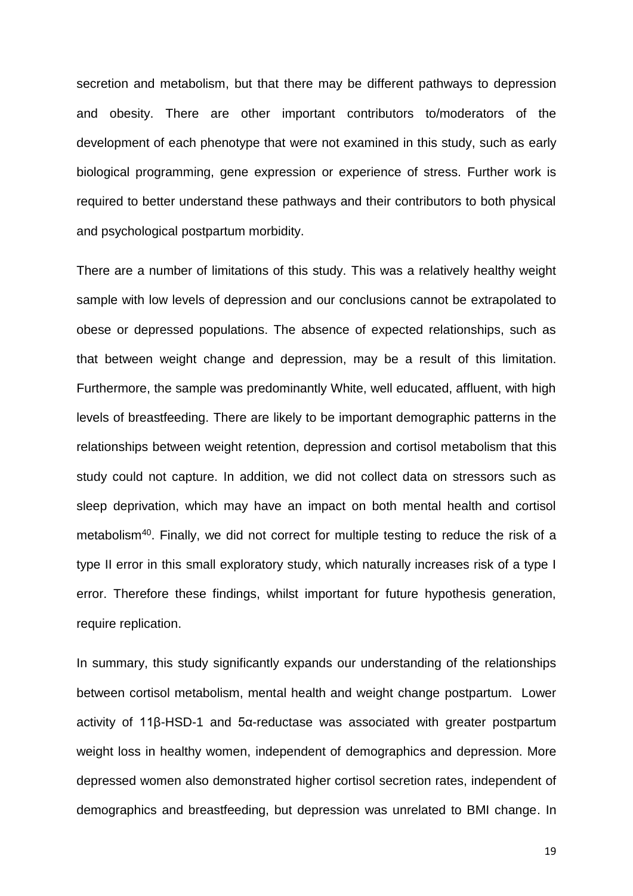secretion and metabolism, but that there may be different pathways to depression and obesity. There are other important contributors to/moderators of the development of each phenotype that were not examined in this study, such as early biological programming, gene expression or experience of stress. Further work is required to better understand these pathways and their contributors to both physical and psychological postpartum morbidity.

There are a number of limitations of this study. This was a relatively healthy weight sample with low levels of depression and our conclusions cannot be extrapolated to obese or depressed populations. The absence of expected relationships, such as that between weight change and depression, may be a result of this limitation. Furthermore, the sample was predominantly White, well educated, affluent, with high levels of breastfeeding. There are likely to be important demographic patterns in the relationships between weight retention, depression and cortisol metabolism that this study could not capture. In addition, we did not collect data on stressors such as sleep deprivation, which may have an impact on both mental health and cortisol metabolism[40]. Finally, we did not correct for multiple testing to reduce the risk of a type II error in this small exploratory study, which naturally increases risk of a type I error. Therefore these findings, whilst important for future hypothesis generation, require replication.

In summary, this study significantly expands our understanding of the relationships between cortisol metabolism, mental health and weight change postpartum. Lower activity of 11β-HSD-1 and 5α-reductase was associated with greater postpartum weight loss in healthy women, independent of demographics and depression. More depressed women also demonstrated higher cortisol secretion rates, independent of demographics and breastfeeding, but depression was unrelated to BMI change. In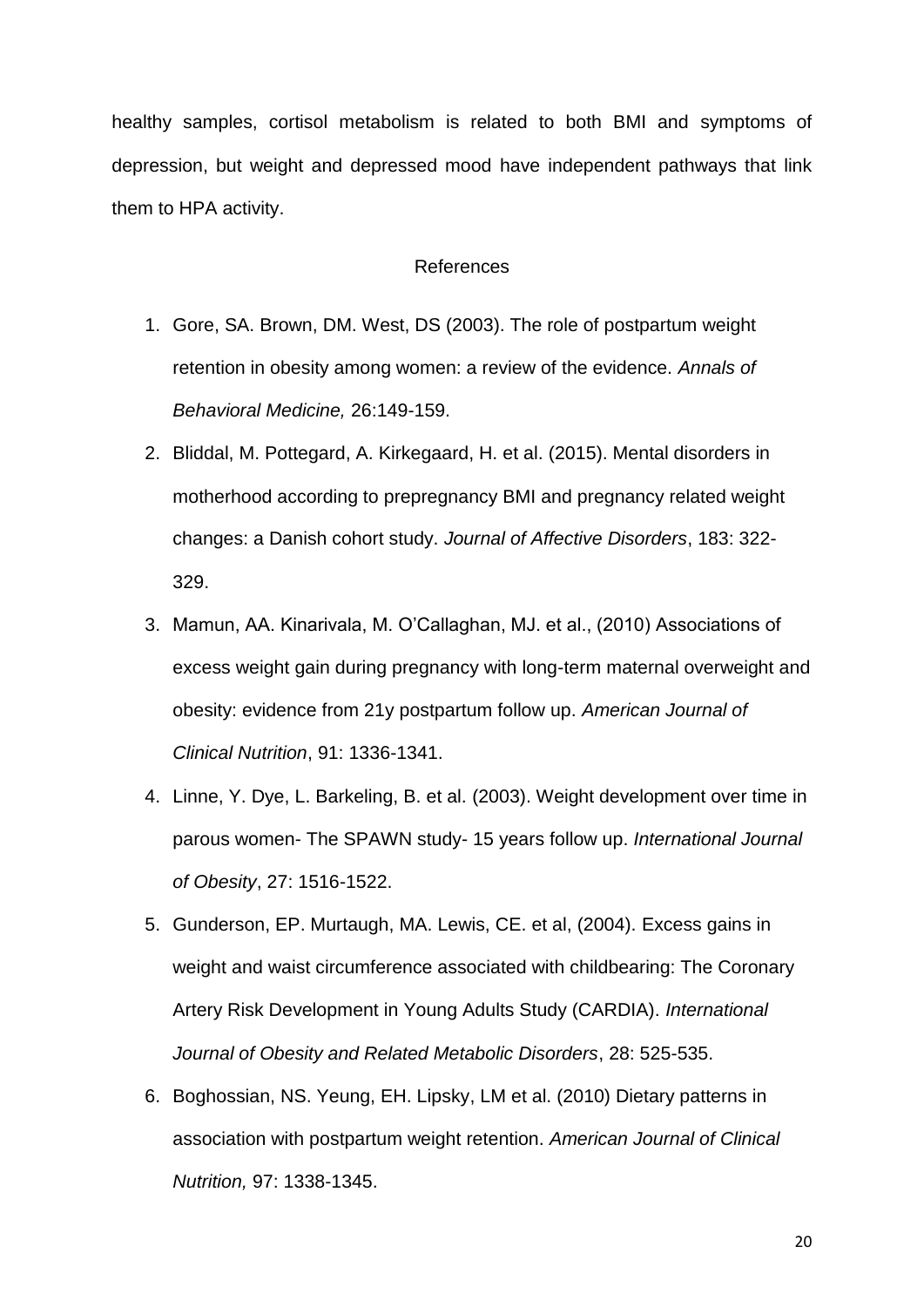healthy samples, cortisol metabolism is related to both BMI and symptoms of depression, but weight and depressed mood have independent pathways that link them to HPA activity.

## References

1. Gore, SA. Brown, DM. West, DS (2003). The role of postpartum weight retention in obesity among women: a review of the evidence. *Annals of Behavioral Medicine,* 26:149-159.
2. Bliddal, M. Pottegard, A. Kirkegaard, H. et al. (2015). Mental disorders in motherhood according to prepregnancy BMI and pregnancy related weight changes: a Danish cohort study. *Journal of Affective Disorders*, 183: 322-329.
3. Mamun, AA. Kinarivala, M. O'Callaghan, MJ. et al., (2010) Associations of excess weight gain during pregnancy with long-term maternal overweight and obesity: evidence from 21y postpartum follow up. *American Journal of Clinical Nutrition*, 91: 1336-1341.
4. Linne, Y. Dye, L. Barkeling, B. et al. (2003). Weight development over time in parous women- The SPAWN study- 15 years follow up. *International Journal of Obesity*, 27: 1516-1522.
5. Gunderson, EP. Murtaugh, MA. Lewis, CE. et al, (2004). Excess gains in weight and waist circumference associated with childbearing: The Coronary Artery Risk Development in Young Adults Study (CARDIA). *International Journal of Obesity and Related Metabolic Disorders*, 28: 525-535.
6. Boghossian, NS. Yeung, EH. Lipsky, LM et al. (2010) Dietary patterns in association with postpartum weight retention. *American Journal of Clinical Nutrition,* 97: 1338-1345.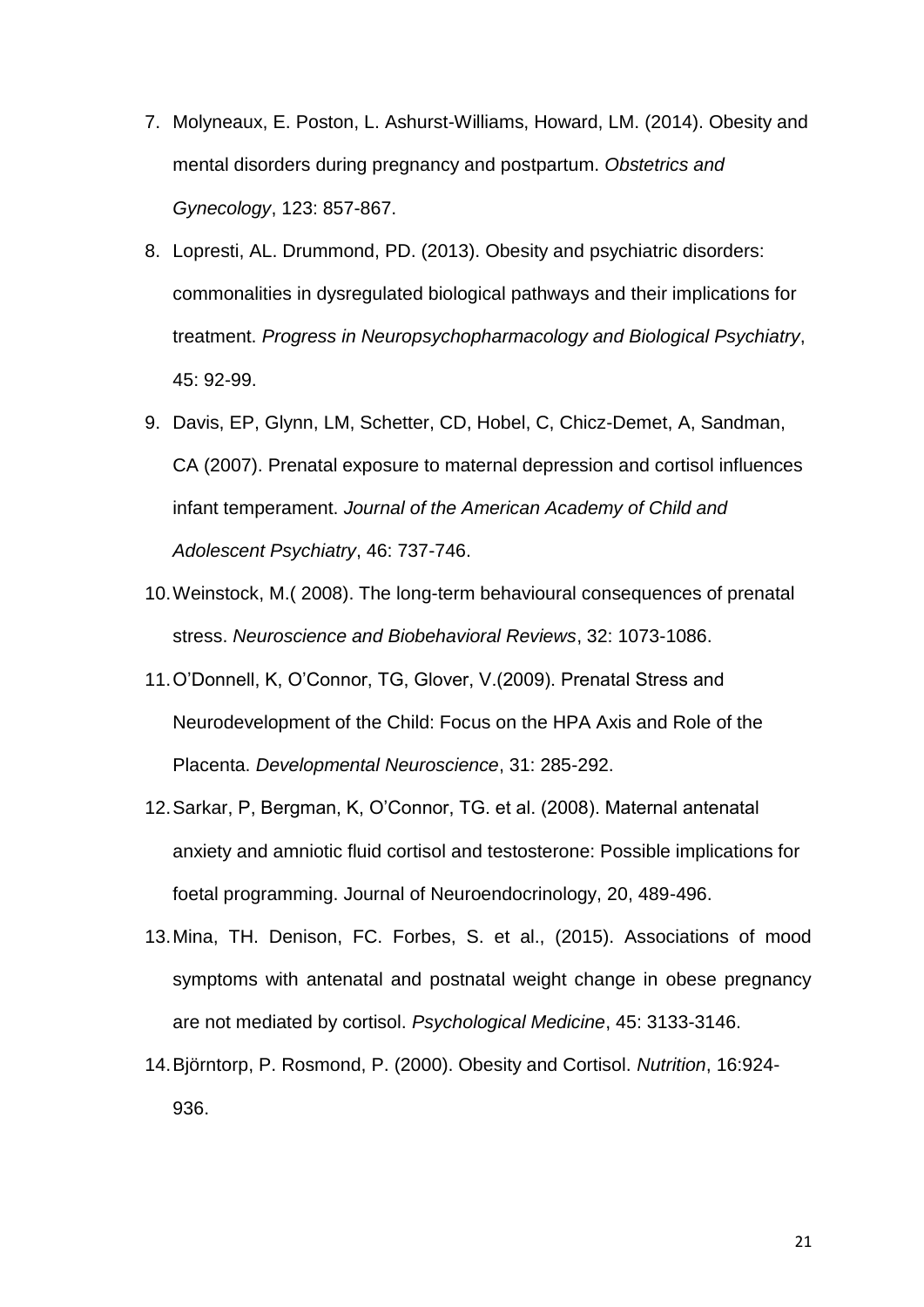7. Molyneaux, E. Poston, L. Ashurst-Williams, Howard, LM. (2014). Obesity and mental disorders during pregnancy and postpartum. *Obstetrics and Gynecology*, 123: 857-867.
8. Lopresti, AL. Drummond, PD. (2013). Obesity and psychiatric disorders: commonalities in dysregulated biological pathways and their implications for treatment. *Progress in Neuropsychopharmacology and Biological Psychiatry*, 45: 92-99.
9. Davis, EP, Glynn, LM, Schetter, CD, Hobel, C, Chicz-Demet, A, Sandman, CA (2007). Prenatal exposure to maternal depression and cortisol influences infant temperament. *Journal of the American Academy of Child and Adolescent Psychiatry*, 46: 737-746.
10. Weinstock, M.( 2008). The long-term behavioural consequences of prenatal stress. *Neuroscience and Biobehavioral Reviews*, 32: 1073-1086.
11. O'Donnell, K, O'Connor, TG, Glover, V.(2009). Prenatal Stress and Neurodevelopment of the Child: Focus on the HPA Axis and Role of the Placenta. *Developmental Neuroscience*, 31: 285-292.
12. Sarkar, P, Bergman, K, O'Connor, TG. et al. (2008). Maternal antenatal anxiety and amniotic fluid cortisol and testosterone: Possible implications for foetal programming. Journal of Neuroendocrinology, 20, 489-496.
13. Mina, TH. Denison, FC. Forbes, S. et al., (2015). Associations of mood symptoms with antenatal and postnatal weight change in obese pregnancy are not mediated by cortisol. *Psychological Medicine*, 45: 3133-3146.
14. Björntorp, P. Rosmond, P. (2000). Obesity and Cortisol. *Nutrition*, 16:924-936.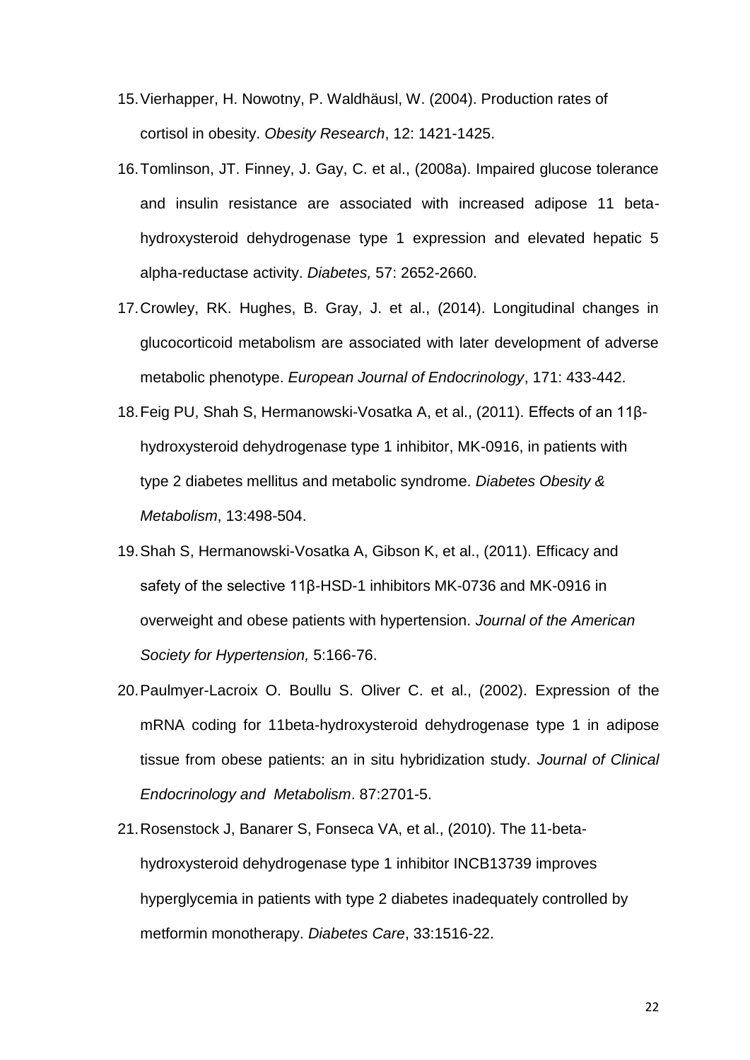15. Vierhapper, H. Nowotny, P. Waldhäusl, W. (2004). Production rates of cortisol in obesity. *Obesity Research*, 12: 1421-1425.

16. Tomlinson, JT. Finney, J. Gay, C. et al., (2008a). Impaired glucose tolerance and insulin resistance are associated with increased adipose 11 beta-hydroxysteroid dehydrogenase type 1 expression and elevated hepatic 5 alpha-reductase activity. *Diabetes,* 57: 2652-2660.

17. Crowley, RK. Hughes, B. Gray, J. et al., (2014). Longitudinal changes in glucocorticoid metabolism are associated with later development of adverse metabolic phenotype. *European Journal of Endocrinology*, 171: 433-442.

18. Feig PU, Shah S, Hermanowski-Vosatka A, et al., (2011). Effects of an 11β-hydroxysteroid dehydrogenase type 1 inhibitor, MK-0916, in patients with type 2 diabetes mellitus and metabolic syndrome. *Diabetes Obesity & Metabolism*, 13:498-504.

19. Shah S, Hermanowski-Vosatka A, Gibson K, et al., (2011). Efficacy and safety of the selective 11β-HSD-1 inhibitors MK-0736 and MK-0916 in overweight and obese patients with hypertension. *Journal of the American Society for Hypertension,* 5:166-76.

20. Paulmyer-Lacroix O. Boullu S. Oliver C. et al., (2002). Expression of the mRNA coding for 11beta-hydroxysteroid dehydrogenase type 1 in adipose tissue from obese patients: an in situ hybridization study. *Journal of Clinical Endocrinology and Metabolism*. 87:2701-5.

21. Rosenstock J, Banarer S, Fonseca VA, et al., (2010). The 11-beta-hydroxysteroid dehydrogenase type 1 inhibitor INCB13739 improves hyperglycemia in patients with type 2 diabetes inadequately controlled by metformin monotherapy. *Diabetes Care*, 33:1516-22.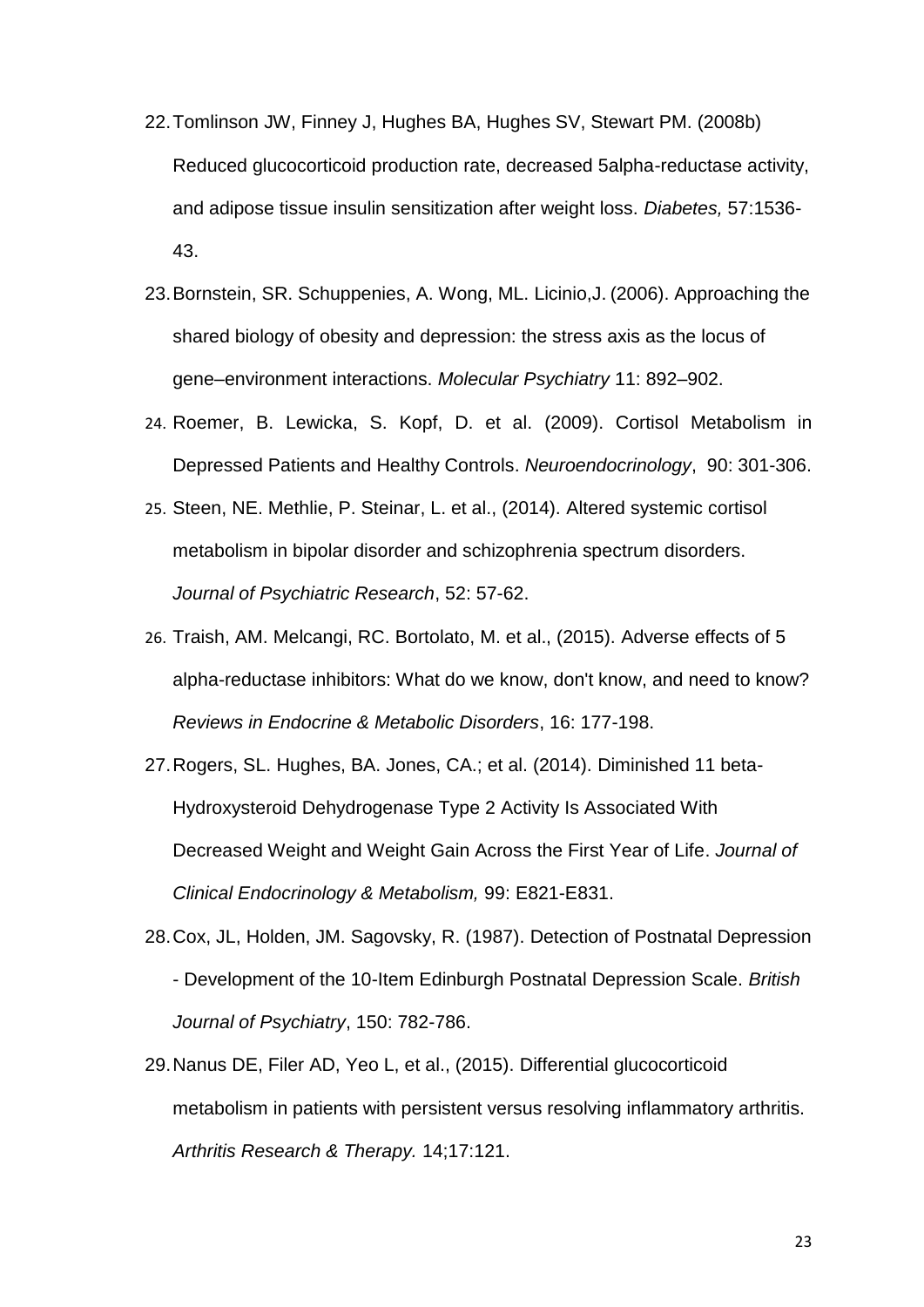22. Tomlinson JW, Finney J, Hughes BA, Hughes SV, Stewart PM. (2008b) Reduced glucocorticoid production rate, decreased 5alpha-reductase activity, and adipose tissue insulin sensitization after weight loss. *Diabetes,* 57:1536-43.

23. Bornstein, SR. Schuppenies, A. Wong, ML. Licinio,J. (2006). Approaching the shared biology of obesity and depression: the stress axis as the locus of gene–environment interactions. *Molecular Psychiatry* 11: 892–902.

24. Roemer, B. Lewicka, S. Kopf, D. et al. (2009). Cortisol Metabolism in Depressed Patients and Healthy Controls. *Neuroendocrinology*, 90: 301-306.

25. Steen, NE. Methlie, P. Steinar, L. et al., (2014). Altered systemic cortisol metabolism in bipolar disorder and schizophrenia spectrum disorders. *Journal of Psychiatric Research*, 52: 57-62.

26. Traish, AM. Melcangi, RC. Bortolato, M. et al., (2015). Adverse effects of 5 alpha-reductase inhibitors: What do we know, don't know, and need to know? *Reviews in Endocrine & Metabolic Disorders*, 16: 177-198.

27. Rogers, SL. Hughes, BA. Jones, CA.; et al. (2014). Diminished 11 beta-Hydroxysteroid Dehydrogenase Type 2 Activity Is Associated With Decreased Weight and Weight Gain Across the First Year of Life. *Journal of Clinical Endocrinology & Metabolism,* 99: E821-E831.

28. Cox, JL, Holden, JM. Sagovsky, R. (1987). Detection of Postnatal Depression - Development of the 10-Item Edinburgh Postnatal Depression Scale. *British Journal of Psychiatry*, 150: 782-786.

29. Nanus DE, Filer AD, Yeo L, et al., (2015). Differential glucocorticoid metabolism in patients with persistent versus resolving inflammatory arthritis. *Arthritis Research & Therapy.* 14;17:121.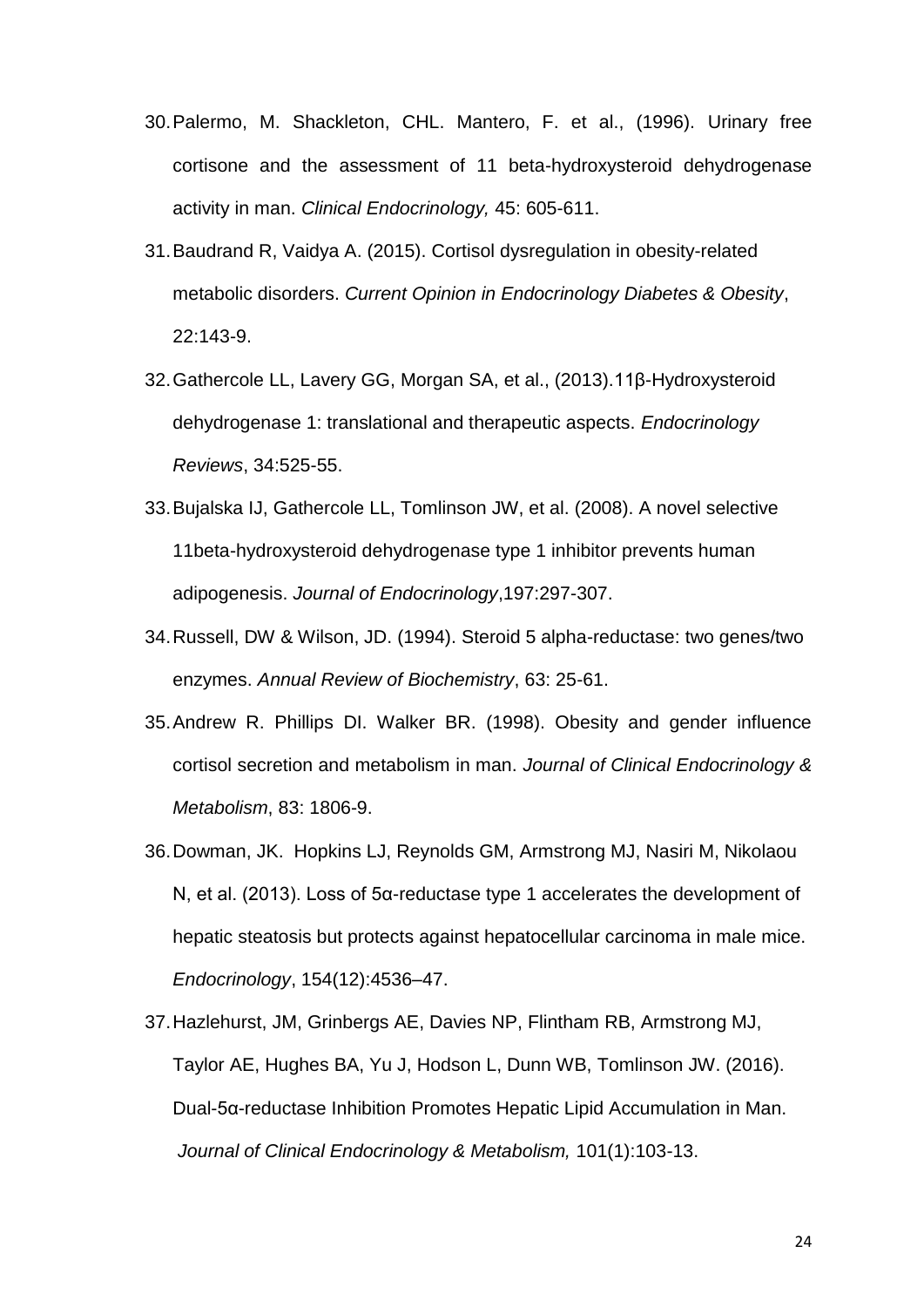30. Palermo, M. Shackleton, CHL. Mantero, F. et al., (1996). Urinary free cortisone and the assessment of 11 beta-hydroxysteroid dehydrogenase activity in man. *Clinical Endocrinology,* 45: 605-611.
31. Baudrand R, Vaidya A. (2015). Cortisol dysregulation in obesity-related metabolic disorders. *Current Opinion in Endocrinology Diabetes & Obesity*, 22:143-9.
32. Gathercole LL, Lavery GG, Morgan SA, et al., (2013).11β-Hydroxysteroid dehydrogenase 1: translational and therapeutic aspects. *Endocrinology Reviews*, 34:525-55.
33. Bujalska IJ, Gathercole LL, Tomlinson JW, et al. (2008). A novel selective 11beta-hydroxysteroid dehydrogenase type 1 inhibitor prevents human adipogenesis. *Journal of Endocrinology*,197:297-307.
34. Russell, DW & Wilson, JD. (1994). Steroid 5 alpha-reductase: two genes/two enzymes. *Annual Review of Biochemistry*, 63: 25-61.
35. Andrew R. Phillips DI. Walker BR. (1998). Obesity and gender influence cortisol secretion and metabolism in man. *Journal of Clinical Endocrinology & Metabolism*, 83: 1806-9.
36. Dowman, JK. Hopkins LJ, Reynolds GM, Armstrong MJ, Nasiri M, Nikolaou N, et al. (2013). Loss of 5α-reductase type 1 accelerates the development of hepatic steatosis but protects against hepatocellular carcinoma in male mice. *Endocrinology*, 154(12):4536–47.
37. Hazlehurst, JM, Grinbergs AE, Davies NP, Flintham RB, Armstrong MJ, Taylor AE, Hughes BA, Yu J, Hodson L, Dunn WB, Tomlinson JW. (2016). Dual-5α-reductase Inhibition Promotes Hepatic Lipid Accumulation in Man. *Journal of Clinical Endocrinology & Metabolism,* 101(1):103-13.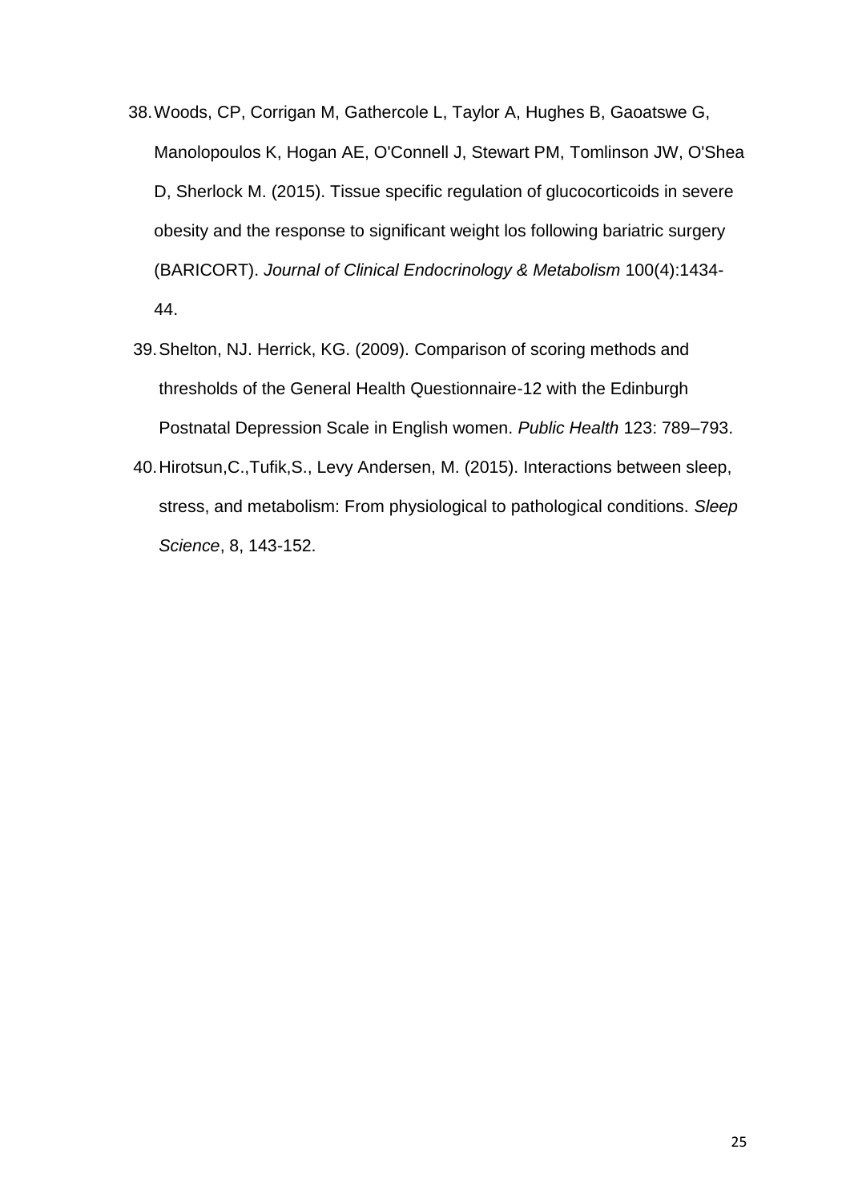38. Woods, CP, Corrigan M, Gathercole L, Taylor A, Hughes B, Gaoatswe G, Manolopoulos K, Hogan AE, O'Connell J, Stewart PM, Tomlinson JW, O'Shea D, Sherlock M. (2015). Tissue specific regulation of glucocorticoids in severe obesity and the response to significant weight los following bariatric surgery (BARICORT). *Journal of Clinical Endocrinology & Metabolism* 100(4):1434-44.
39. Shelton, NJ. Herrick, KG. (2009). Comparison of scoring methods and thresholds of the General Health Questionnaire-12 with the Edinburgh Postnatal Depression Scale in English women. *Public Health* 123: 789–793.
40. Hirotsun,C.,Tufik,S., Levy Andersen, M. (2015). Interactions between sleep, stress, and metabolism: From physiological to pathological conditions. *Sleep Science*, 8, 143-152.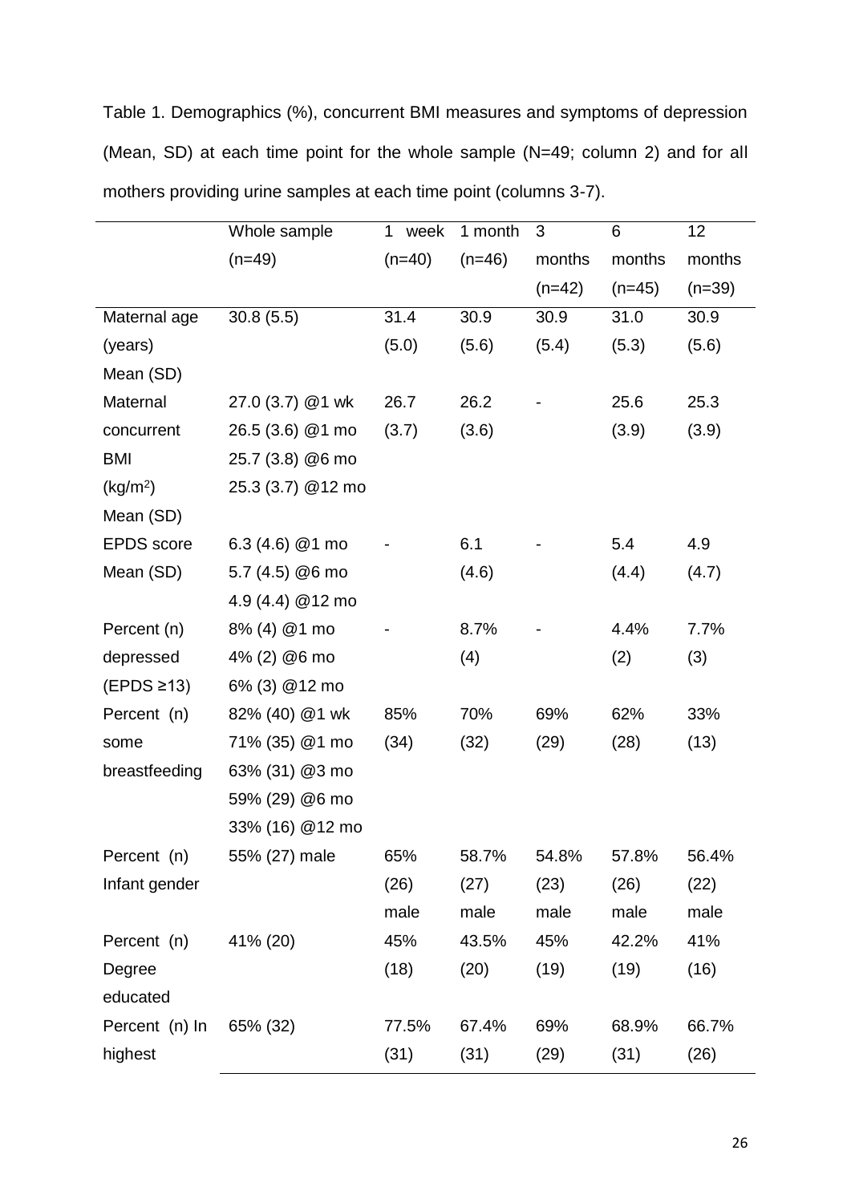Table 1. Demographics (%), concurrent BMI measures and symptoms of depression (Mean, SD) at each time point for the whole sample (N=49; column 2) and for all mothers providing urine samples at each time point (columns 3-7).

| | Whole sample (n=49) | 1 week (n=40) | 1 month (n=46) | 3 months (n=42) | 6 months (n=45) | 12 months (n=39) |
|---|---|---|---|---|---|---|
| Maternal age (years) Mean (SD) | 30.8 (5.5) | 31.4 (5.0) | 30.9 (5.6) | 30.9 (5.4) | 31.0 (5.3) | 30.9 (5.6) |
| Maternal concurrent BMI ($kg/m^2$) Mean (SD) | 27.0 (3.7) @1 wk<br>26.5 (3.6) @1 mo<br>25.7 (3.8) @6 mo<br>25.3 (3.7) @12 mo | 26.7 (3.7) | 26.2 (3.6) | - | 25.6 (3.9) | 25.3 (3.9) |
| EPDS score Mean (SD) | 6.3 (4.6) @1 mo<br>5.7 (4.5) @6 mo<br>4.9 (4.4) @12 mo | - | 6.1 (4.6) | - | 5.4 (4.4) | 4.9 (4.7) |
| Percent (n) depressed (EPDS ≥13) | 8% (4) @1 mo<br>4% (2) @6 mo<br>6% (3) @12 mo | - | 8.7% (4) | - | 4.4% (2) | 7.7% (3) |
| Percent (n) some breastfeeding | 82% (40) @1 wk<br>71% (35) @1 mo<br>63% (31) @3 mo<br>59% (29) @6 mo<br>33% (16) @12 mo | 85% (34) | 70% (32) | 69% (29) | 62% (28) | 33% (13) |
| Percent (n) Infant gender | 55% (27) male | 65% (26) male | 58.7% (27) male | 54.8% (23) male | 57.8% (26) male | 56.4% (22) male |
| Percent (n) Degree educated | 41% (20) | 45% (18) | 43.5% (20) | 45% (19) | 42.2% (19) | 41% (16) |
| Percent (n) In highest | 65% (32) | 77.5% (31) | 67.4% (31) | 69% (29) | 68.9% (31) | 66.7% (26) |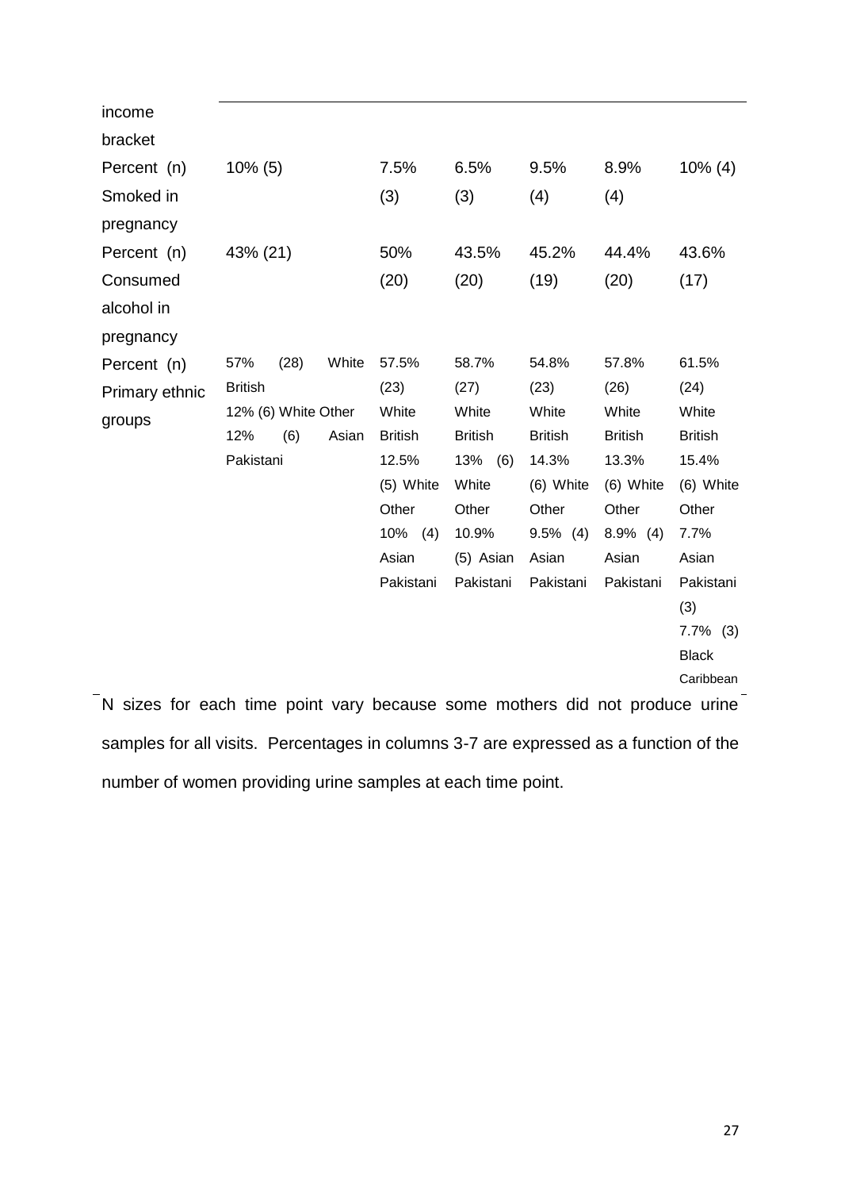| | | | | | | |
|---|---|---|---|---|---|---|
| income bracket | | | | | | |
| Percent (n) Smoked in pregnancy | 10% (5) | 7.5% (3) | 6.5% (3) | 9.5% (4) | 8.9% (4) | 10% (4) |
| Percent (n) Consumed alcohol in pregnancy | 43% (21) | 50% (20) | 43.5% (20) | 45.2% (19) | 44.4% (20) | 43.6% (17) |
| Percent (n) Primary ethnic groups | 57% (28) White British 12% (6) White Other 12% (6) Asian Pakistani | 57.5% (23) White British 12.5% (5) White Other 10% (4) Asian Pakistani | 58.7% (27) White British 13% (6) White Other 10.9% (5) Asian Pakistani | 54.8% (23) White British 14.3% (6) White Other 9.5% (4) Asian Pakistani | 57.8% (26) White British 13.3% (6) White Other 8.9% (4) Asian Pakistani | 61.5% (24) White British 15.4% (6) White Other 7.7% Asian Pakistani (3) 7.7% (3) Black Caribbean |

N sizes for each time point vary because some mothers did not produce urine samples for all visits. Percentages in columns 3-7 are expressed as a function of the number of women providing urine samples at each time point.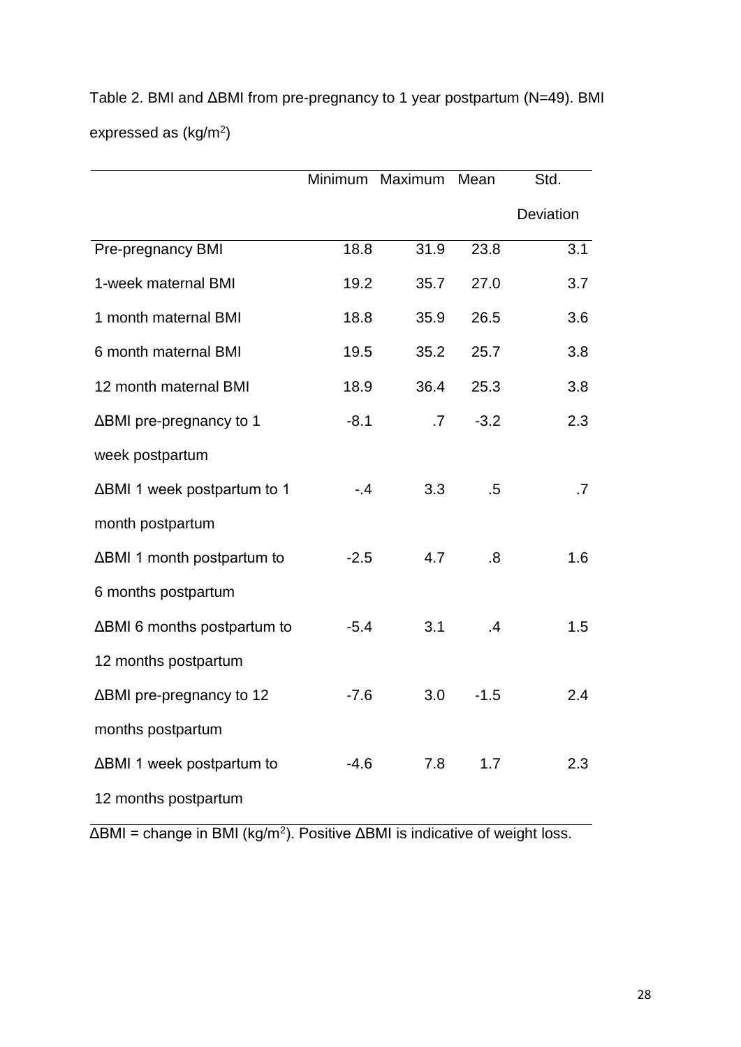Table 2. BMI and ΔBMI from pre-pregnancy to 1 year postpartum (N=49). BMI expressed as (kg/m$^2$)

| | Minimum | Maximum | Mean | Std. Deviation |
|---|---|---|---|---|
| Pre-pregnancy BMI | 18.8 | 31.9 | 23.8 | 3.1 |
| 1-week maternal BMI | 19.2 | 35.7 | 27.0 | 3.7 |
| 1 month maternal BMI | 18.8 | 35.9 | 26.5 | 3.6 |
| 6 month maternal BMI | 19.5 | 35.2 | 25.7 | 3.8 |
| 12 month maternal BMI | 18.9 | 36.4 | 25.3 | 3.8 |
| ΔBMI pre-pregnancy to 1 week postpartum | -8.1 | .7 | -3.2 | 2.3 |
| ΔBMI 1 week postpartum to 1 month postpartum | -.4 | 3.3 | .5 | .7 |
| ΔBMI 1 month postpartum to 6 months postpartum | -2.5 | 4.7 | .8 | 1.6 |
| ΔBMI 6 months postpartum to 12 months postpartum | -5.4 | 3.1 | .4 | 1.5 |
| ΔBMI pre-pregnancy to 12 months postpartum | -7.6 | 3.0 | -1.5 | 2.4 |
| ΔBMI 1 week postpartum to 12 months postpartum | -4.6 | 7.8 | 1.7 | 2.3 |

ΔBMI = change in BMI (kg/m$^2$). Positive ΔBMI is indicative of weight loss.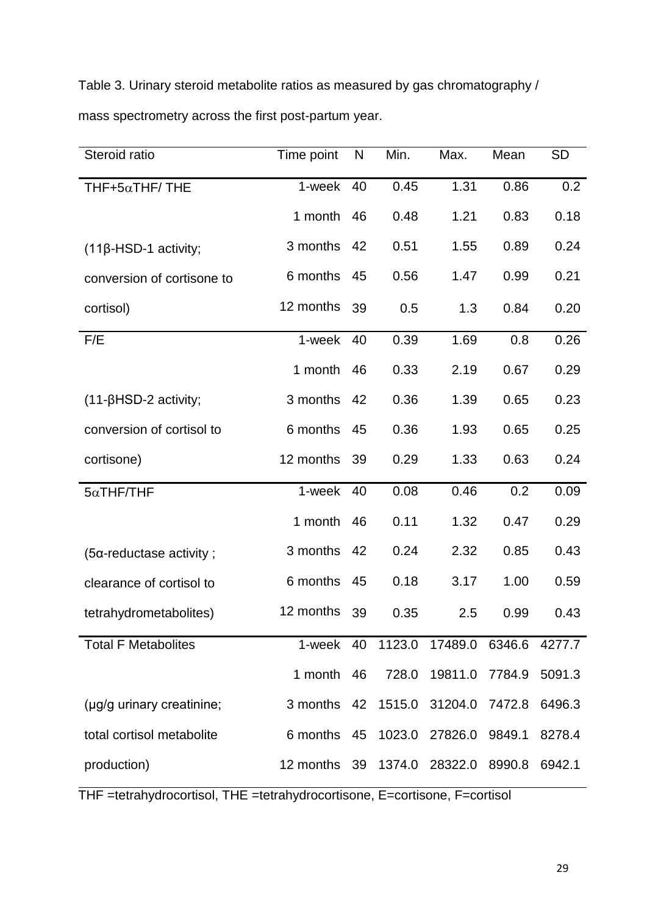Table 3. Urinary steroid metabolite ratios as measured by gas chromatography / mass spectrometry across the first post-partum year.

| Steroid ratio | Time point | N | Min. | Max. | Mean | SD |
|---|---|---|---|---|---|---|
| THF+5αTHF/ THE | 1-week | 40 | 0.45 | 1.31 | 0.86 | 0.2 |
| | 1 month | 46 | 0.48 | 1.21 | 0.83 | 0.18 |
| (11β-HSD-1 activity; | 3 months | 42 | 0.51 | 1.55 | 0.89 | 0.24 |
| conversion of cortisone to | 6 months | 45 | 0.56 | 1.47 | 0.99 | 0.21 |
| cortisol) | 12 months | 39 | 0.5 | 1.3 | 0.84 | 0.20 |
| F/E | 1-week | 40 | 0.39 | 1.69 | 0.8 | 0.26 |
| | 1 month | 46 | 0.33 | 2.19 | 0.67 | 0.29 |
| (11-βHSD-2 activity; | 3 months | 42 | 0.36 | 1.39 | 0.65 | 0.23 |
| conversion of cortisol to | 6 months | 45 | 0.36 | 1.93 | 0.65 | 0.25 |
| cortisone) | 12 months | 39 | 0.29 | 1.33 | 0.63 | 0.24 |
| 5αTHF/THF | 1-week | 40 | 0.08 | 0.46 | 0.2 | 0.09 |
| | 1 month | 46 | 0.11 | 1.32 | 0.47 | 0.29 |
| (5α-reductase activity ; | 3 months | 42 | 0.24 | 2.32 | 0.85 | 0.43 |
| clearance of cortisol to | 6 months | 45 | 0.18 | 3.17 | 1.00 | 0.59 |
| tetrahydrometabolites) | 12 months | 39 | 0.35 | 2.5 | 0.99 | 0.43 |
| Total F Metabolites | 1-week | 40 | 1123.0 | 17489.0 | 6346.6 | 4277.7 |
| | 1 month | 46 | 728.0 | 19811.0 | 7784.9 | 5091.3 |
| (µg/g urinary creatinine; | 3 months | 42 | 1515.0 | 31204.0 | 7472.8 | 6496.3 |
| total cortisol metabolite | 6 months | 45 | 1023.0 | 27826.0 | 9849.1 | 8278.4 |
| production) | 12 months | 39 | 1374.0 | 28322.0 | 8990.8 | 6942.1 |

THF =tetrahydrocortisol, THE =tetrahydrocortisone, E=cortisone, F=cortisol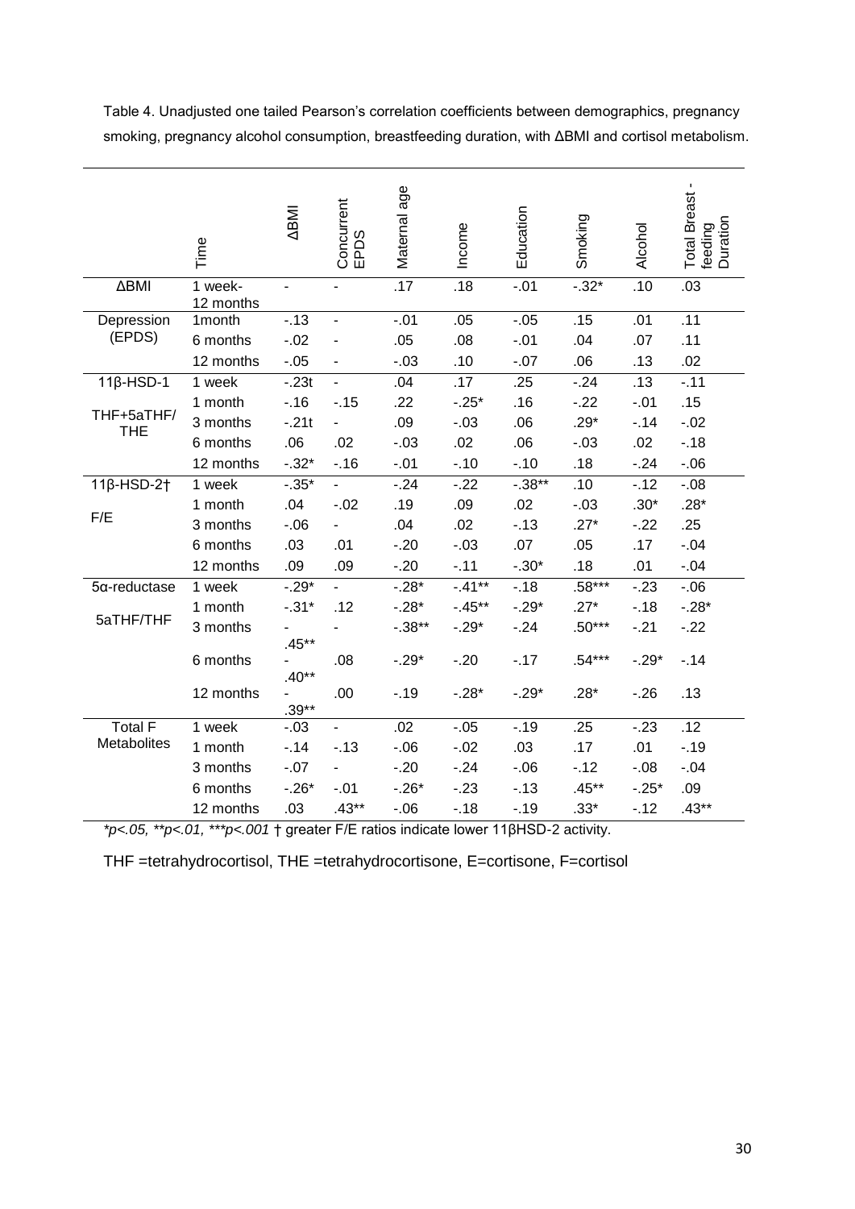Table 4. Unadjusted one tailed Pearson's correlation coefficients between demographics, pregnancy smoking, pregnancy alcohol consumption, breastfeeding duration, with ΔBMI and cortisol metabolism.

| | Time | ΔBMI | Concurrent EPDS | Maternal age | Income | Education | Smoking | Alcohol | Total Breast-feeding Duration |
|---|---|---|---|---|---|---|---|---|---|
| ΔBMI | 1 week-12 months | - | - | .17 | .18 | -.01 | -.32* | .10 | .03 |
| Depression (EPDS) | 1month | -.13 | - | -.01 | .05 | -.05 | .15 | .01 | .11 |
| | 6 months | -.02 | - | .05 | .08 | -.01 | .04 | .07 | .11 |
| | 12 months | -.05 | - | -.03 | .10 | -.07 | .06 | .13 | .02 |
| 11β-HSD-1 | 1 week | -.23t | - | .04 | .17 | .25 | -.24 | .13 | -.11 |
| THF+5aTHF/ THE | 1 month | -.16 | -.15 | .22 | -.25* | .16 | -.22 | -.01 | .15 |
| | 3 months | -.21t | - | .09 | -.03 | .06 | .29* | -.14 | -.02 |
| | 6 months | .06 | .02 | -.03 | .02 | .06 | -.03 | .02 | -.18 |
| | 12 months | -.32* | -.16 | -.01 | -.10 | -.10 | .18 | -.24 | -.06 |
| 11β-HSD-2† | 1 week | -.35* | - | -.24 | -.22 | -.38** | .10 | -.12 | -.08 |
| F/E | 1 month | .04 | -.02 | .19 | .09 | .02 | -.03 | .30* | .28* |
| | 3 months | -.06 | - | .04 | .02 | -.13 | .27* | -.22 | .25 |
| | 6 months | .03 | .01 | -.20 | -.03 | .07 | .05 | .17 | -.04 |
| | 12 months | .09 | .09 | -.20 | -.11 | -.30* | .18 | .01 | -.04 |
| 5α-reductase | 1 week | -.29* | - | -.28* | -.41** | -.18 | .58*** | -.23 | -.06 |
| 5aTHF/THF | 1 month | -.31* | .12 | -.28* | -.45** | -.29* | .27* | -.18 | -.28* |
| | 3 months | -.45** | - | -.38** | -.29* | -.24 | .50*** | -.21 | -.22 |
| | 6 months | -.40** | .08 | -.29* | -.20 | -.17 | .54*** | -.29* | -.14 |
| | 12 months | -.39** | .00 | -.19 | -.28* | -.29* | .28* | -.26 | .13 |
| Total F Metabolites | 1 week | -.03 | - | .02 | -.05 | -.19 | .25 | -.23 | .12 |
| | 1 month | -.14 | -.13 | -.06 | -.02 | .03 | .17 | .01 | -.19 |
| | 3 months | -.07 | - | -.20 | -.24 | -.06 | -.12 | -.08 | -.04 |
| | 6 months | -.26* | -.01 | -.26* | -.23 | -.13 | .45** | -.25* | .09 |
| | 12 months | .03 | .43** | -.06 | -.18 | -.19 | .33* | -.12 | .43** |

*\*p<.05, \*\*p<.01, \*\*\*p<.001* † greater F/E ratios indicate lower 11βHSD-2 activity.

THF =tetrahydrocortisol, THE =tetrahydrocortisone, E=cortisone, F=cortisol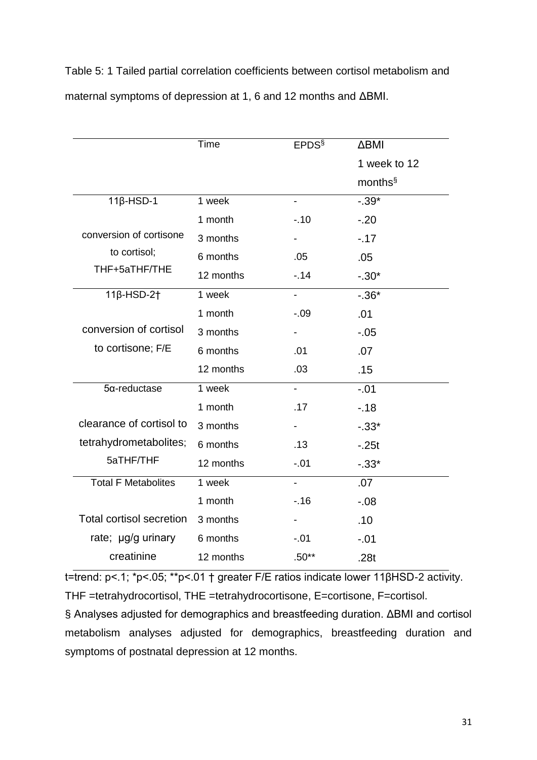Table 5: 1 Tailed partial correlation coefficients between cortisol metabolism and maternal symptoms of depression at 1, 6 and 12 months and ΔBMI.

| | Time | EPDS[§] | ΔBMI 1 week to 12 months[§] |
|---|---|---|---|
| 11β-HSD-1 | 1 week | - | -.39* |
| conversion of cortisone to cortisol; THF+5aTHF/THE | 1 month | -.10 | -.20 |
| | 3 months | - | -.17 |
| | 6 months | .05 | .05 |
| | 12 months | -.14 | -.30* |
| 11β-HSD-2† | 1 week | - | -.36* |
| conversion of cortisol to cortisone; F/E | 1 month | -.09 | .01 |
| | 3 months | - | -.05 |
| | 6 months | .01 | .07 |
| | 12 months | .03 | .15 |
| 5α-reductase | 1 week | - | -.01 |
| clearance of cortisol to tetrahydrometabolites; 5aTHF/THF | 1 month | .17 | -.18 |
| | 3 months | - | -.33* |
| | 6 months | .13 | -.25t |
| | 12 months | -.01 | -.33* |
| Total F Metabolites | 1 week | - | .07 |
| Total cortisol secretion rate; μg/g urinary creatinine | 1 month | -.16 | -.08 |
| | 3 months | - | .10 |
| | 6 months | -.01 | -.01 |
| | 12 months | .50** | .28t |

t=trend: $p<.1$; *$p<.05$; **$p<.01$ † greater F/E ratios indicate lower 11βHSD-2 activity.

THF =tetrahydrocortisol, THE =tetrahydrocortisone, E=cortisone, F=cortisol.

§ Analyses adjusted for demographics and breastfeeding duration. ΔBMI and cortisol metabolism analyses adjusted for demographics, breastfeeding duration and symptoms of postnatal depression at 12 months.